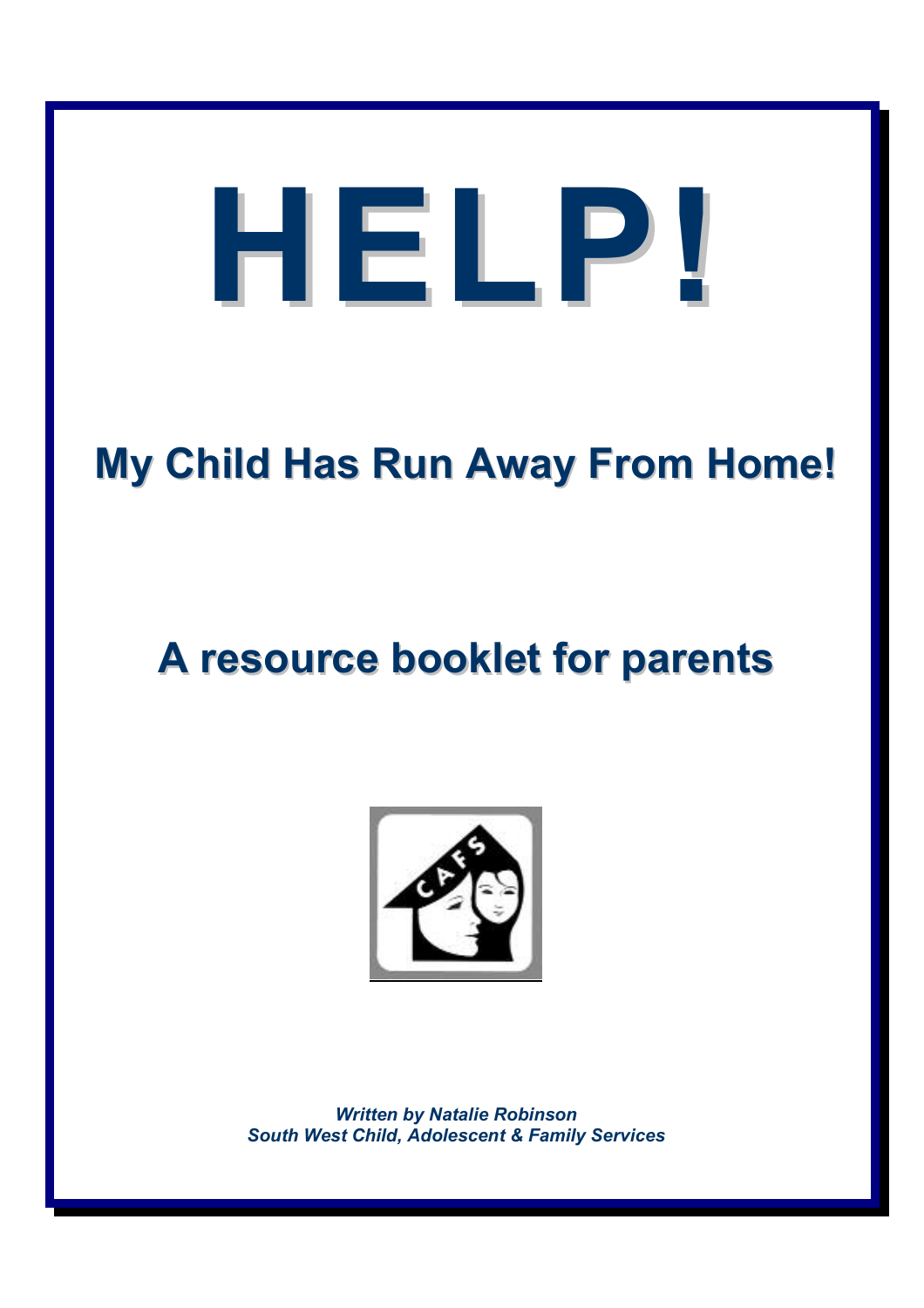# HELP!

## My Child Has Run Away From Home!

## A resource booklet for parents

*Written by Natalie Robinson*
*South West Child, Adolescent & Family Services*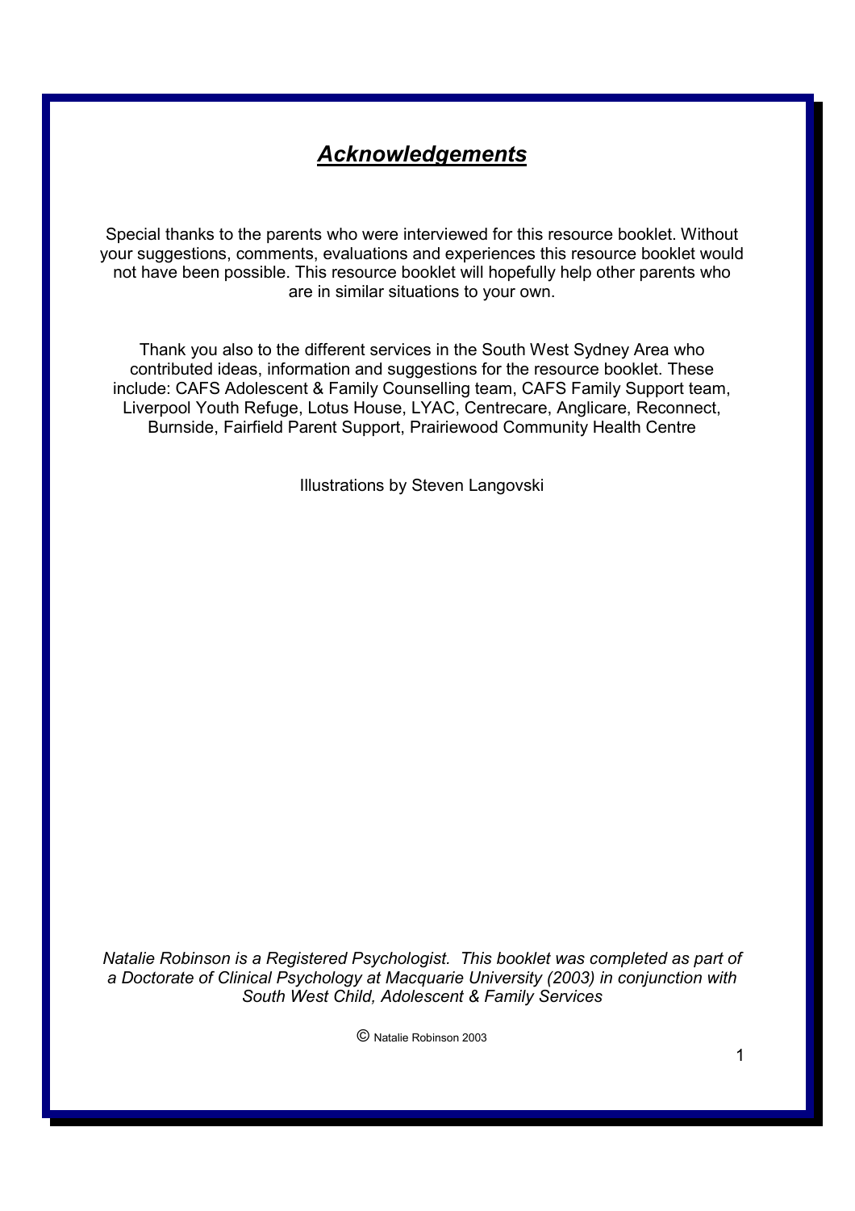# ***Acknowledgements***

Special thanks to the parents who were interviewed for this resource booklet. Without your suggestions, comments, evaluations and experiences this resource booklet would not have been possible. This resource booklet will hopefully help other parents who are in similar situations to your own.

Thank you also to the different services in the South West Sydney Area who contributed ideas, information and suggestions for the resource booklet. These include: CAFS Adolescent & Family Counselling team, CAFS Family Support team, Liverpool Youth Refuge, Lotus House, LYAC, Centrecare, Anglicare, Reconnect, Burnside, Fairfield Parent Support, Prairiewood Community Health Centre

Illustrations by Steven Langovski

*Natalie Robinson is a Registered Psychologist. This booklet was completed as part of a Doctorate of Clinical Psychology at Macquarie University (2003) in conjunction with South West Child, Adolescent & Family Services*

© Natalie Robinson 2003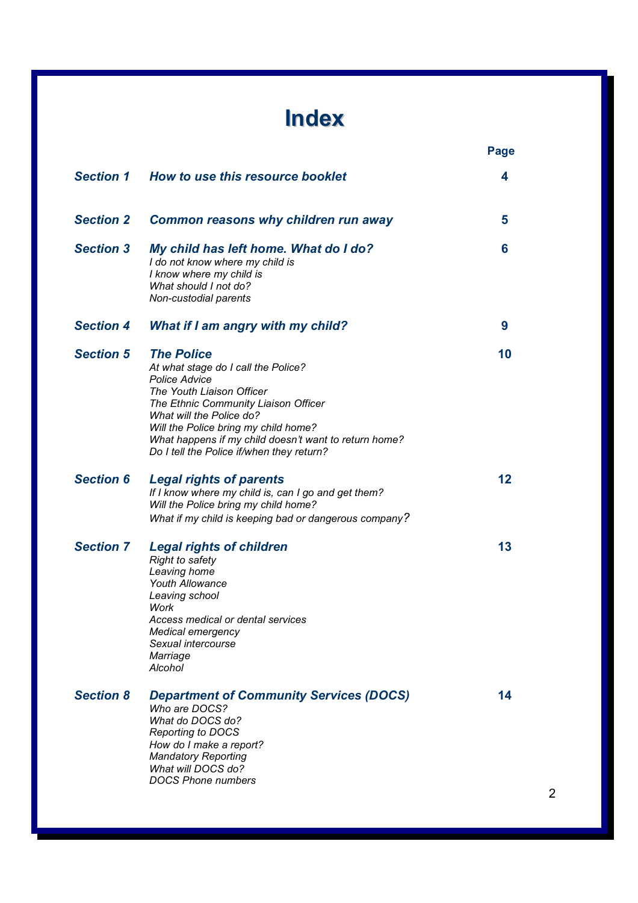# Index

| | | Page |
|---|---|---|
| ***Section 1*** | ***How to use this resource booklet*** | **4** |
| ***Section 2*** | ***Common reasons why children run away*** | **5** |
| ***Section 3*** | ***My child has left home. What do I do?***<br>*I do not know where my child is*<br>*I know where my child is*<br>*What should I not do?*<br>*Non-custodial parents* | **6** |
| ***Section 4*** | ***What if I am angry with my child?*** | **9** |
| ***Section 5*** | ***The Police***<br>*At what stage do I call the Police?*<br>*Police Advice*<br>*The Youth Liaison Officer*<br>*The Ethnic Community Liaison Officer*<br>*What will the Police do?*<br>*Will the Police bring my child home?*<br>*What happens if my child doesn't want to return home?*<br>*Do I tell the Police if/when they return?* | **10** |
| ***Section 6*** | ***Legal rights of parents***<br>*If I know where my child is, can I go and get them?*<br>*Will the Police bring my child home?*<br>*What if my child is keeping bad or dangerous company?* | **12** |
| ***Section 7*** | ***Legal rights of children***<br>*Right to safety*<br>*Leaving home*<br>*Youth Allowance*<br>*Leaving school*<br>*Work*<br>*Access medical or dental services*<br>*Medical emergency*<br>*Sexual intercourse*<br>*Marriage*<br>*Alcohol* | **13** |
| ***Section 8*** | ***Department of Community Services (DOCS)***<br>*Who are DOCS?*<br>*What do DOCS do?*<br>*Reporting to DOCS*<br>*How do I make a report?*<br>*Mandatory Reporting*<br>*What will DOCS do?*<br>*DOCS Phone numbers* | **14** |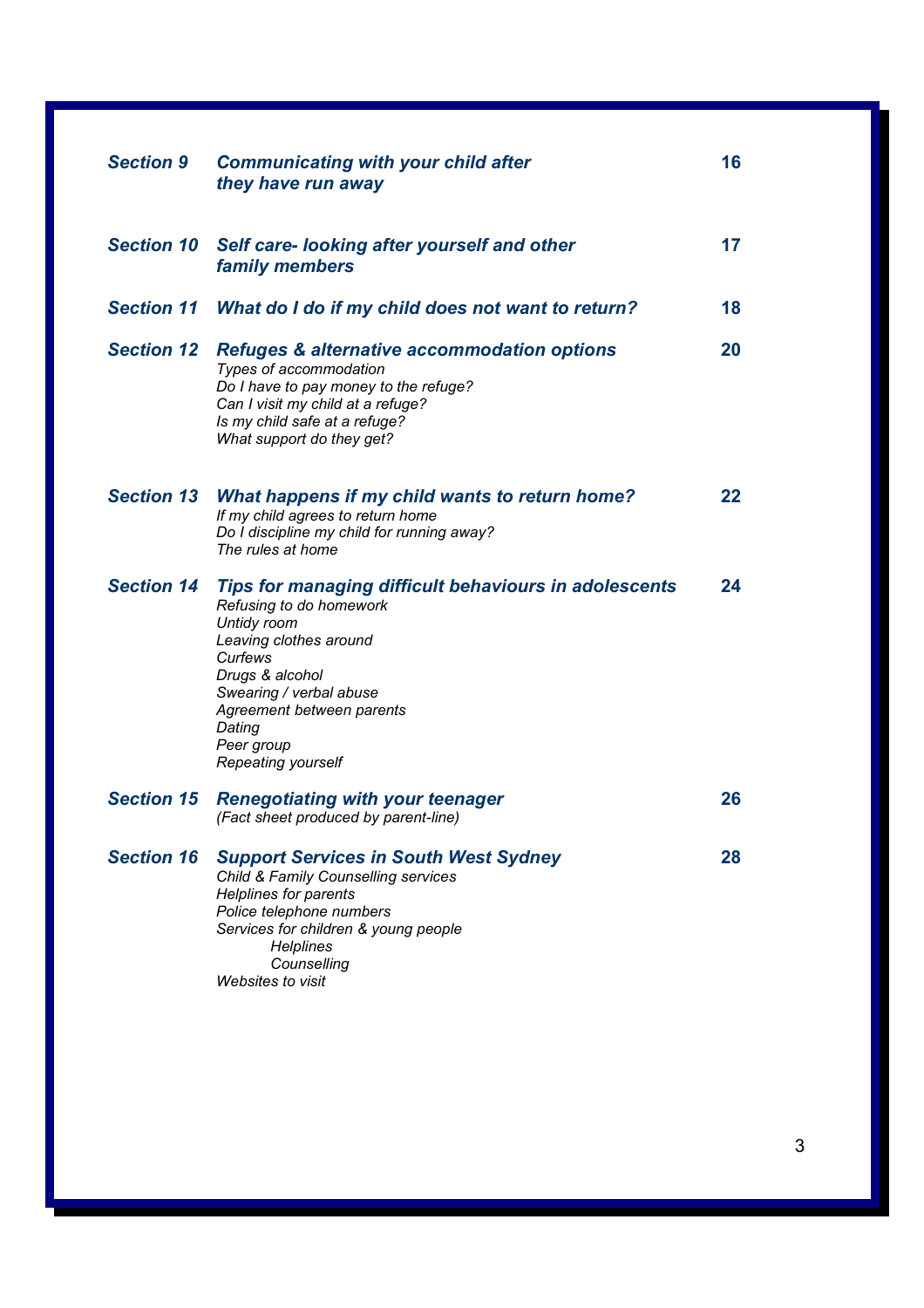| | | |
|---|---|---|
| ***Section 9*** | ***Communicating with your child after they have run away*** | **16** |
| ***Section 10*** | ***Self care- looking after yourself and other family members*** | **17** |
| ***Section 11*** | ***What do I do if my child does not want to return?*** | **18** |
| ***Section 12*** | ***Refuges & alternative accommodation options***<br>*Types of accommodation*<br>*Do I have to pay money to the refuge?*<br>*Can I visit my child at a refuge?*<br>*Is my child safe at a refuge?*<br>*What support do they get?* | **20** |
| ***Section 13*** | ***What happens if my child wants to return home?***<br>*If my child agrees to return home*<br>*Do I discipline my child for running away?*<br>*The rules at home* | **22** |
| ***Section 14*** | ***Tips for managing difficult behaviours in adolescents***<br>*Refusing to do homework*<br>*Untidy room*<br>*Leaving clothes around*<br>*Curfews*<br>*Drugs & alcohol*<br>*Swearing / verbal abuse*<br>*Agreement between parents*<br>*Dating*<br>*Peer group*<br>*Repeating yourself* | **24** |
| ***Section 15*** | ***Renegotiating with your teenager***<br>*(Fact sheet produced by parent-line)* | **26** |
| ***Section 16*** | ***Support Services in South West Sydney***<br>*Child & Family Counselling services*<br>*Helplines for parents*<br>*Police telephone numbers*<br>*Services for children & young people*<br>&nbsp;&nbsp;&nbsp;&nbsp;*Helplines*<br>&nbsp;&nbsp;&nbsp;&nbsp;*Counselling*<br>*Websites to visit* | **28** |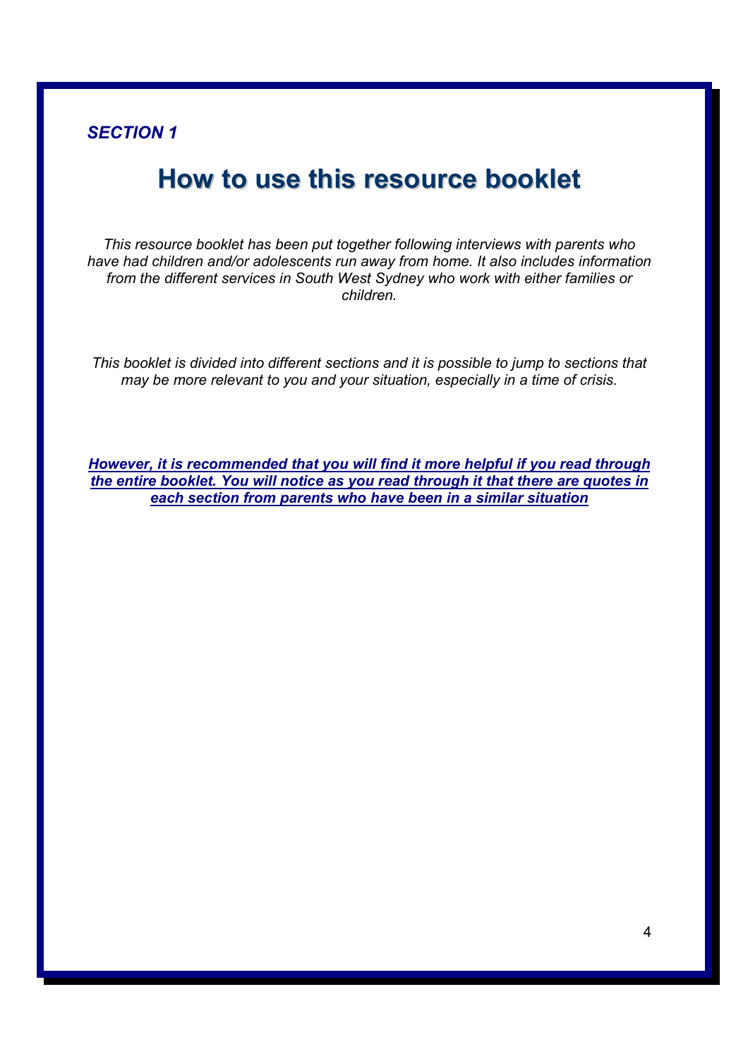*SECTION 1*

# How to use this resource booklet

*This resource booklet has been put together following interviews with parents who have had children and/or adolescents run away from home. It also includes information from the different services in South West Sydney who work with either families or children.*

*This booklet is divided into different sections and it is possible to jump to sections that may be more relevant to you and your situation, especially in a time of crisis.*

***<u>However, it is recommended that you will find it more helpful if you read through the entire booklet. You will notice as you read through it that there are quotes in each section from parents who have been in a similar situation</u>***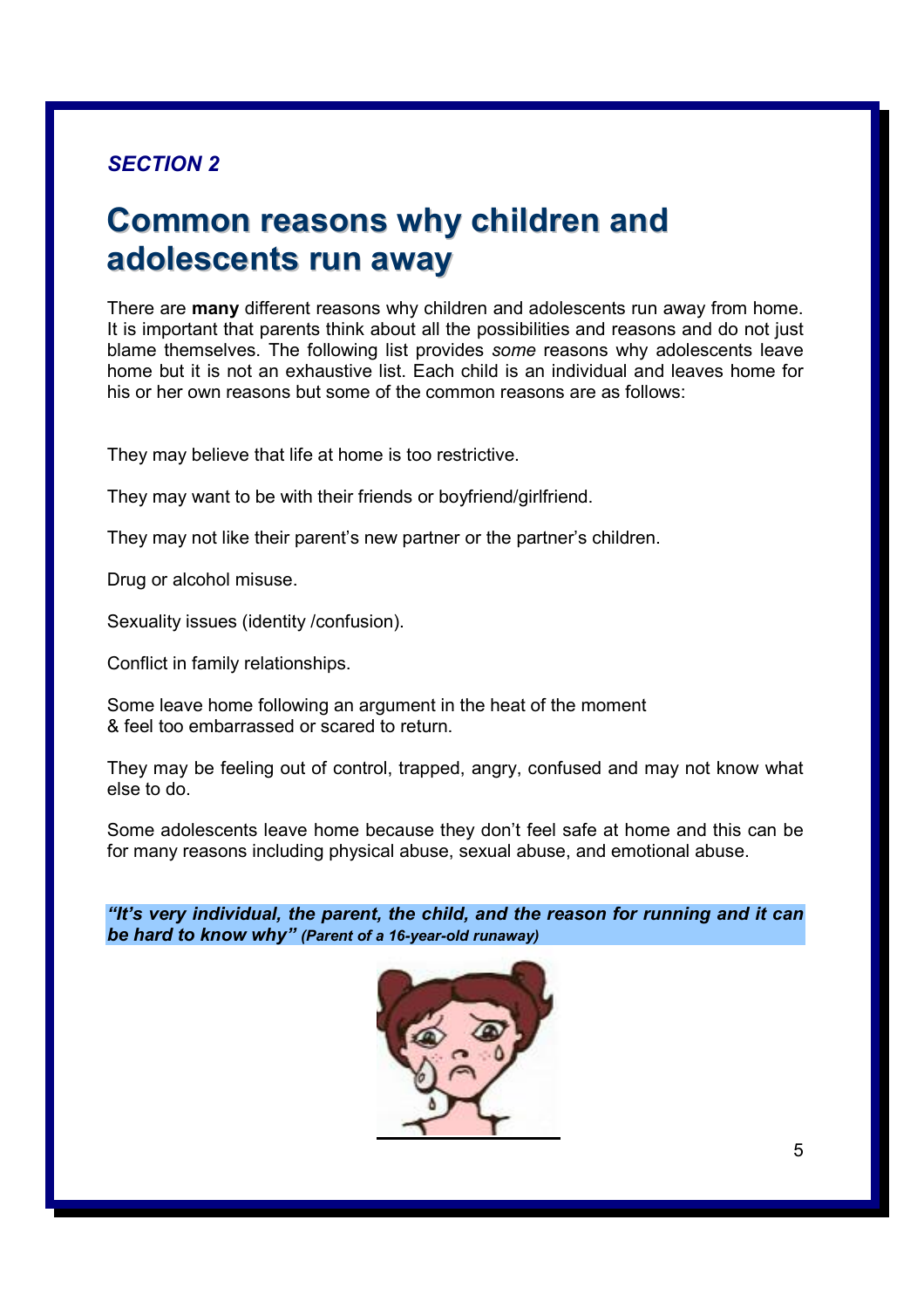*SECTION 2*

# Common reasons why children and adolescents run away

There are **many** different reasons why children and adolescents run away from home. It is important that parents think about all the possibilities and reasons and do not just blame themselves. The following list provides *some* reasons why adolescents leave home but it is not an exhaustive list. Each child is an individual and leaves home for his or her own reasons but some of the common reasons are as follows:

They may believe that life at home is too restrictive.

They may want to be with their friends or boyfriend/girlfriend.

They may not like their parent's new partner or the partner's children.

Drug or alcohol misuse.

Sexuality issues (identity /confusion).

Conflict in family relationships.

Some leave home following an argument in the heat of the moment & feel too embarrassed or scared to return.

They may be feeling out of control, trapped, angry, confused and may not know what else to do.

Some adolescents leave home because they don't feel safe at home and this can be for many reasons including physical abuse, sexual abuse, and emotional abuse.

***"It's very individual, the parent, the child, and the reason for running and it can be hard to know why"*** ***(Parent of a 16-year-old runaway)***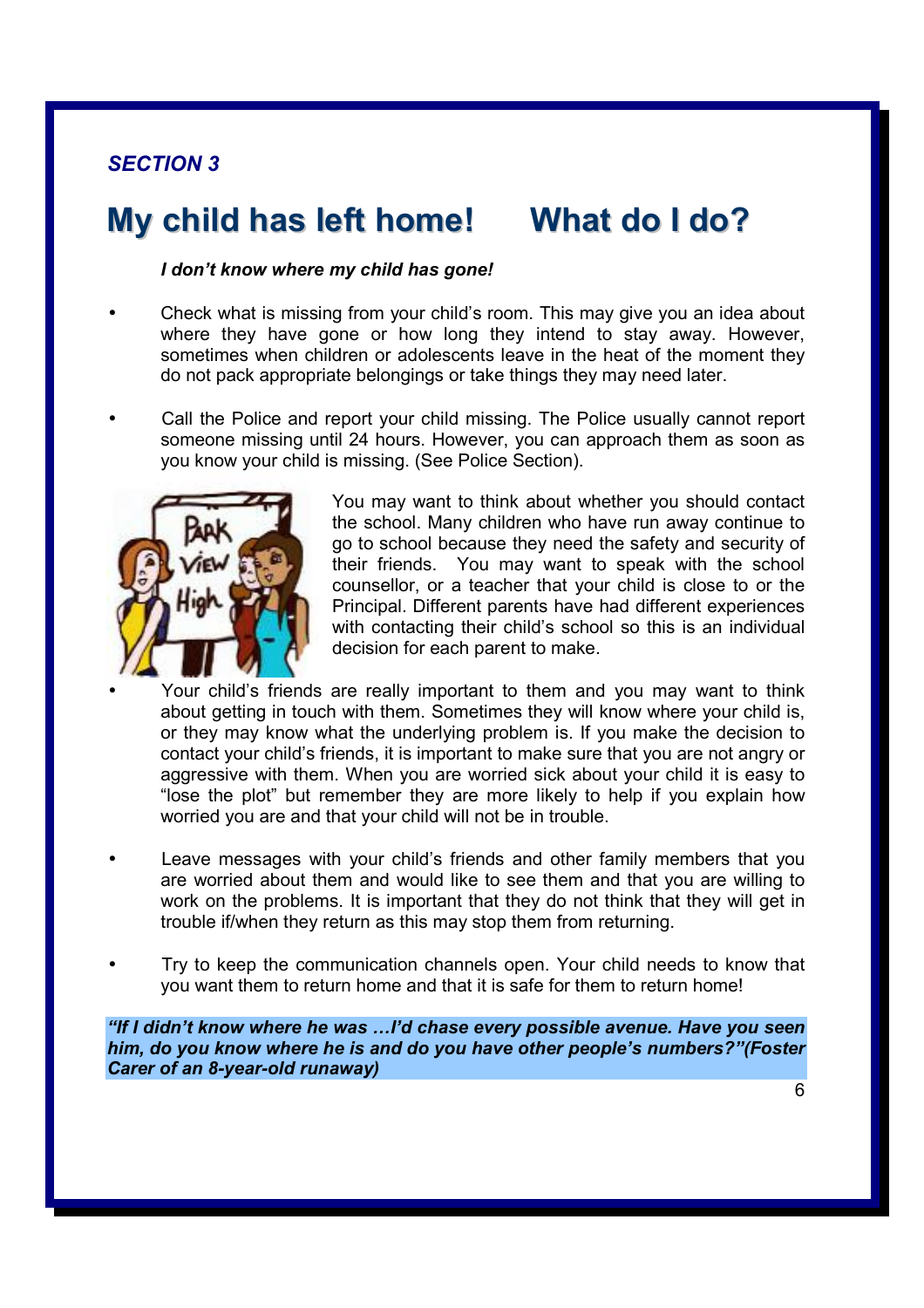*SECTION 3*

# My child has left home! What do I do?

***I don't know where my child has gone!***

- Check what is missing from your child's room. This may give you an idea about where they have gone or how long they intend to stay away. However, sometimes when children or adolescents leave in the heat of the moment they do not pack appropriate belongings or take things they may need later.

- Call the Police and report your child missing. The Police usually cannot report someone missing until 24 hours. However, you can approach them as soon as you know your child is missing. (See Police Section).

You may want to think about whether you should contact the school. Many children who have run away continue to go to school because they need the safety and security of their friends. You may want to speak with the school counsellor, or a teacher that your child is close to or the Principal. Different parents have had different experiences with contacting their child's school so this is an individual decision for each parent to make.

- Your child's friends are really important to them and you may want to think about getting in touch with them. Sometimes they will know where your child is, or they may know what the underlying problem is. If you make the decision to contact your child's friends, it is important to make sure that you are not angry or aggressive with them. When you are worried sick about your child it is easy to "lose the plot" but remember they are more likely to help if you explain how worried you are and that your child will not be in trouble.

- Leave messages with your child's friends and other family members that you are worried about them and would like to see them and that you are willing to work on the problems. It is important that they do not think that they will get in trouble if/when they return as this may stop them from returning.

- Try to keep the communication channels open. Your child needs to know that you want them to return home and that it is safe for them to return home!

***"If I didn't know where he was …I'd chase every possible avenue. Have you seen him, do you know where he is and do you have other people's numbers?"(Foster Carer of an 8-year-old runaway)***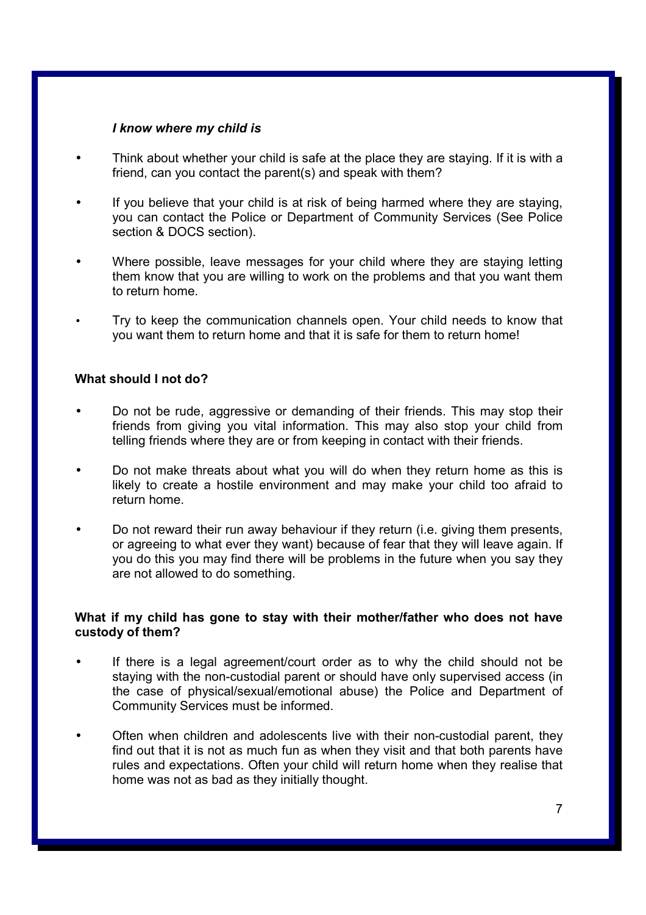### *I know where my child is*

- Think about whether your child is safe at the place they are staying. If it is with a friend, can you contact the parent(s) and speak with them?
- If you believe that your child is at risk of being harmed where they are staying, you can contact the Police or Department of Community Services (See Police section & DOCS section).
- Where possible, leave messages for your child where they are staying letting them know that you are willing to work on the problems and that you want them to return home.
- Try to keep the communication channels open. Your child needs to know that you want them to return home and that it is safe for them to return home!

**What should I not do?**

- Do not be rude, aggressive or demanding of their friends. This may stop their friends from giving you vital information. This may also stop your child from telling friends where they are or from keeping in contact with their friends.
- Do not make threats about what you will do when they return home as this is likely to create a hostile environment and may make your child too afraid to return home.
- Do not reward their run away behaviour if they return (i.e. giving them presents, or agreeing to what ever they want) because of fear that they will leave again. If you do this you may find there will be problems in the future when you say they are not allowed to do something.

**What if my child has gone to stay with their mother/father who does not have custody of them?**

- If there is a legal agreement/court order as to why the child should not be staying with the non-custodial parent or should have only supervised access (in the case of physical/sexual/emotional abuse) the Police and Department of Community Services must be informed.
- Often when children and adolescents live with their non-custodial parent, they find out that it is not as much fun as when they visit and that both parents have rules and expectations. Often your child will return home when they realise that home was not as bad as they initially thought.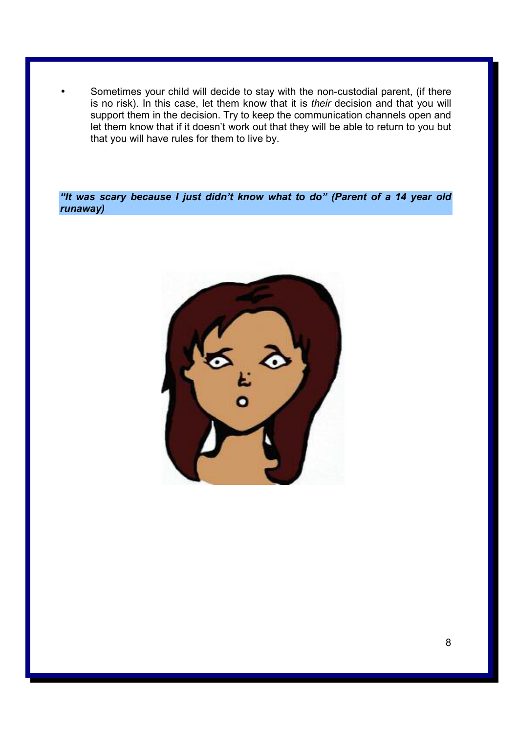- Sometimes your child will decide to stay with the non-custodial parent, (if there is no risk). In this case, let them know that it is *their* decision and that you will support them in the decision. Try to keep the communication channels open and let them know that if it doesn't work out that they will be able to return to you but that you will have rules for them to live by.

***"It was scary because I just didn't know what to do" (Parent of a 14 year old runaway)***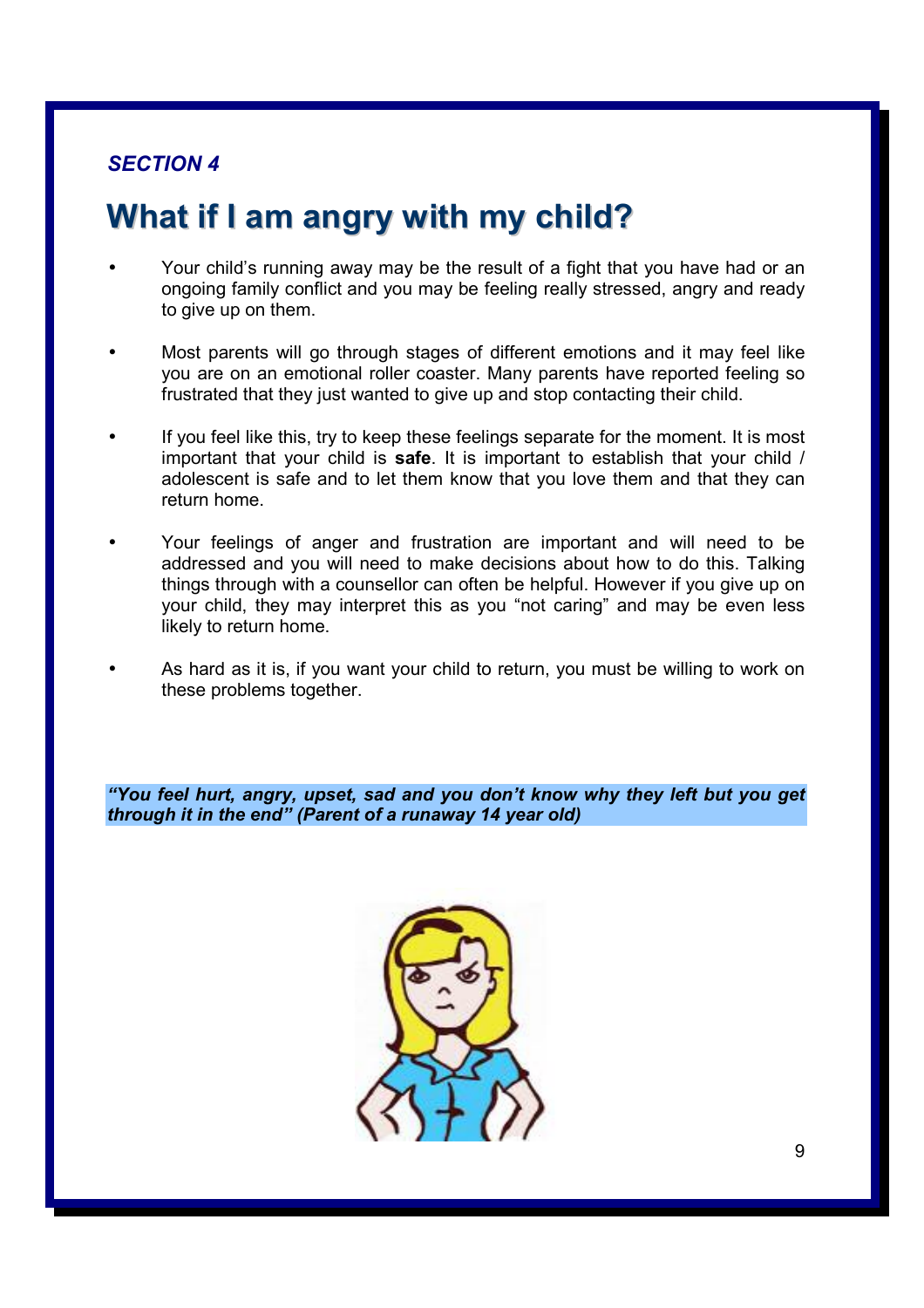*SECTION 4*

# What if I am angry with my child?

- Your child's running away may be the result of a fight that you have had or an ongoing family conflict and you may be feeling really stressed, angry and ready to give up on them.
- Most parents will go through stages of different emotions and it may feel like you are on an emotional roller coaster. Many parents have reported feeling so frustrated that they just wanted to give up and stop contacting their child.
- If you feel like this, try to keep these feelings separate for the moment. It is most important that your child is **safe**. It is important to establish that your child / adolescent is safe and to let them know that you love them and that they can return home.
- Your feelings of anger and frustration are important and will need to be addressed and you will need to make decisions about how to do this. Talking things through with a counsellor can often be helpful. However if you give up on your child, they may interpret this as you "not caring" and may be even less likely to return home.
- As hard as it is, if you want your child to return, you must be willing to work on these problems together.

***"You feel hurt, angry, upset, sad and you don't know why they left but you get through it in the end" (Parent of a runaway 14 year old)***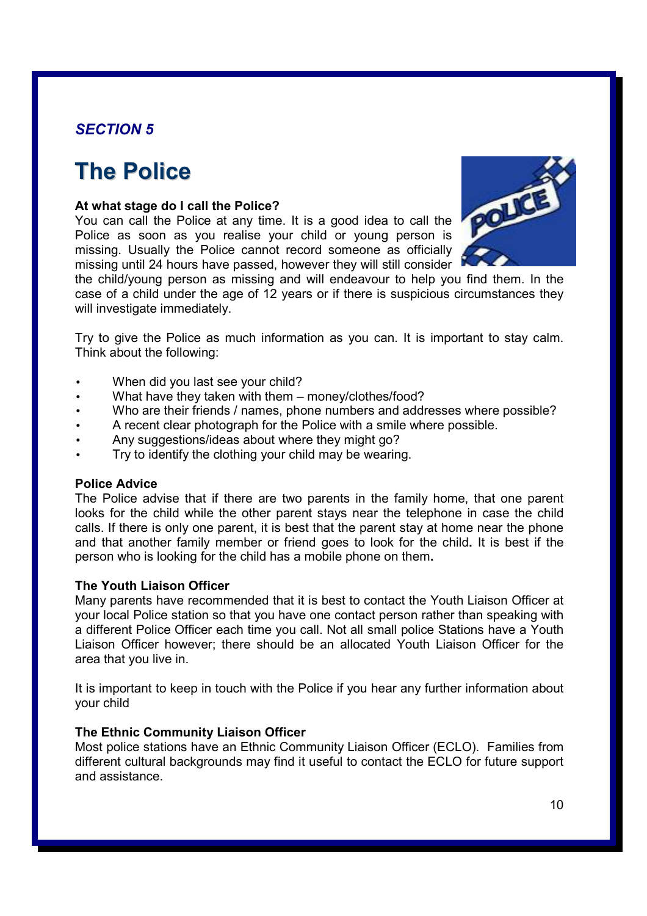*SECTION 5*

# The Police

**At what stage do I call the Police?**

You can call the Police at any time. It is a good idea to call the Police as soon as you realise your child or young person is missing. Usually the Police cannot record someone as officially missing until 24 hours have passed, however they will still consider the child/young person as missing and will endeavour to help you find them. In the case of a child under the age of 12 years or if there is suspicious circumstances they will investigate immediately.

Try to give the Police as much information as you can. It is important to stay calm. Think about the following:

- When did you last see your child?
- What have they taken with them – money/clothes/food?
- Who are their friends / names, phone numbers and addresses where possible?
- A recent clear photograph for the Police with a smile where possible.
- Any suggestions/ideas about where they might go?
- Try to identify the clothing your child may be wearing.

**Police Advice**

The Police advise that if there are two parents in the family home, that one parent looks for the child while the other parent stays near the telephone in case the child calls. If there is only one parent, it is best that the parent stay at home near the phone and that another family member or friend goes to look for the child**.** It is best if the person who is looking for the child has a mobile phone on them**.**

**The Youth Liaison Officer**

Many parents have recommended that it is best to contact the Youth Liaison Officer at your local Police station so that you have one contact person rather than speaking with a different Police Officer each time you call. Not all small police Stations have a Youth Liaison Officer however; there should be an allocated Youth Liaison Officer for the area that you live in.

It is important to keep in touch with the Police if you hear any further information about your child

**The Ethnic Community Liaison Officer**

Most police stations have an Ethnic Community Liaison Officer (ECLO). Families from different cultural backgrounds may find it useful to contact the ECLO for future support and assistance.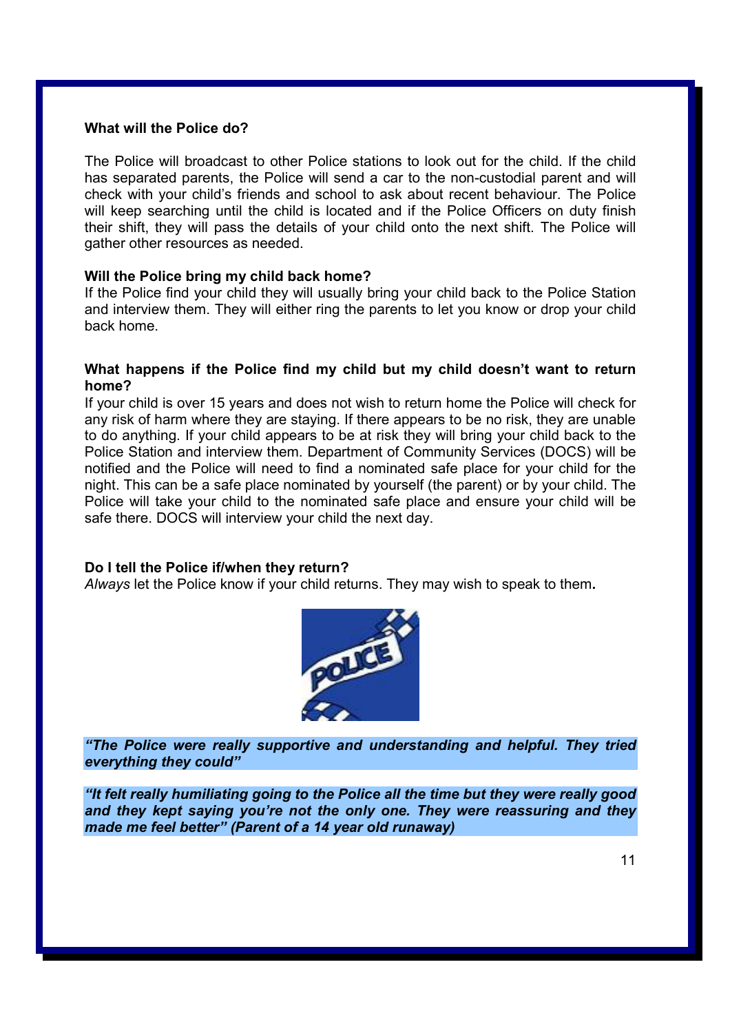**What will the Police do?**

The Police will broadcast to other Police stations to look out for the child. If the child has separated parents, the Police will send a car to the non-custodial parent and will check with your child's friends and school to ask about recent behaviour. The Police will keep searching until the child is located and if the Police Officers on duty finish their shift, they will pass the details of your child onto the next shift. The Police will gather other resources as needed.

**Will the Police bring my child back home?**

If the Police find your child they will usually bring your child back to the Police Station and interview them. They will either ring the parents to let you know or drop your child back home.

**What happens if the Police find my child but my child doesn't want to return home?**

If your child is over 15 years and does not wish to return home the Police will check for any risk of harm where they are staying. If there appears to be no risk, they are unable to do anything. If your child appears to be at risk they will bring your child back to the Police Station and interview them. Department of Community Services (DOCS) will be notified and the Police will need to find a nominated safe place for your child for the night. This can be a safe place nominated by yourself (the parent) or by your child. The Police will take your child to the nominated safe place and ensure your child will be safe there. DOCS will interview your child the next day.

**Do I tell the Police if/when they return?**

*Always* let the Police know if your child returns. They may wish to speak to them.

***"The Police were really supportive and understanding and helpful. They tried everything they could"***

***"It felt really humiliating going to the Police all the time but they were really good and they kept saying you're not the only one. They were reassuring and they made me feel better" (Parent of a 14 year old runaway)***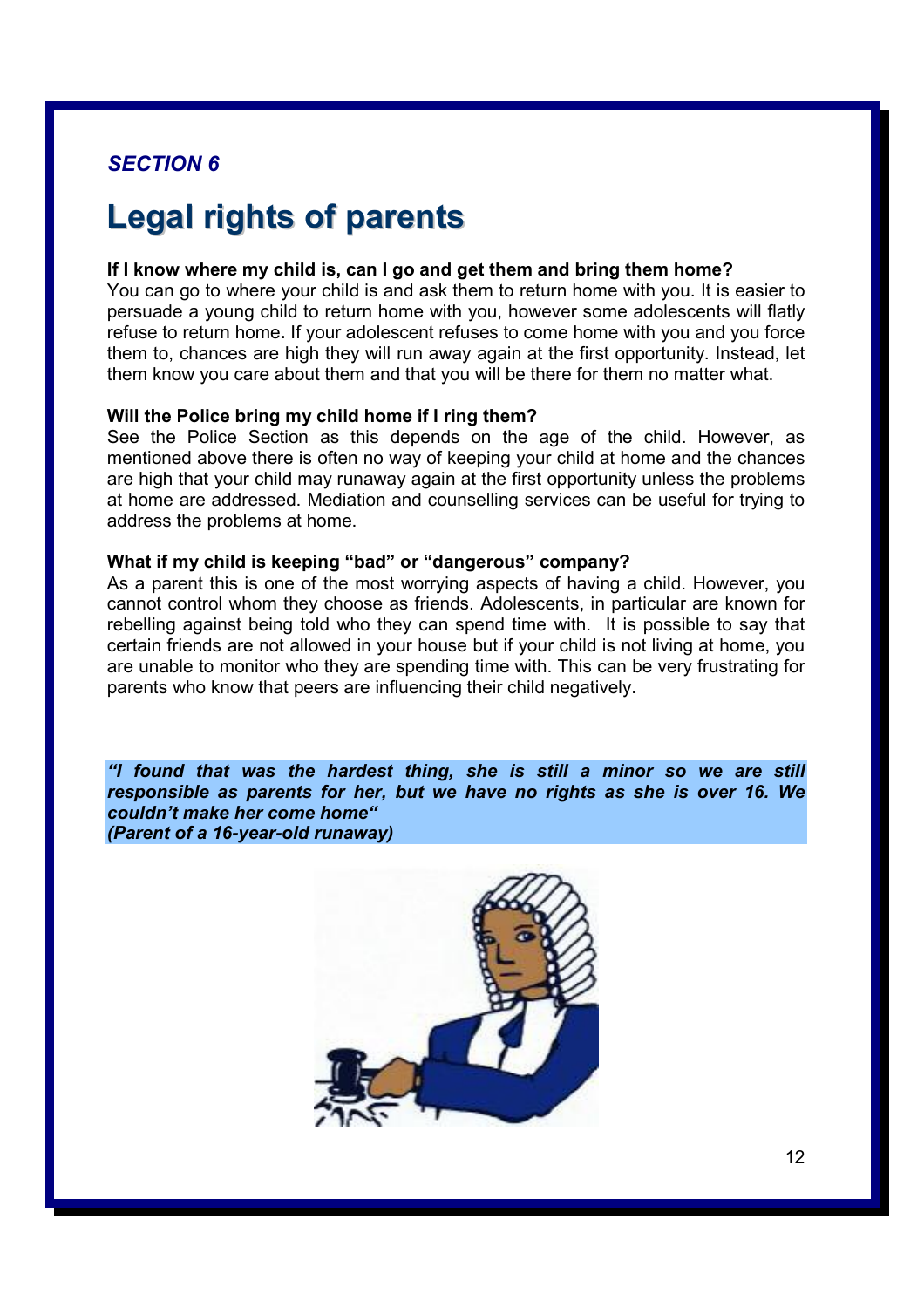*SECTION 6*

# Legal rights of parents

**If I know where my child is, can I go and get them and bring them home?**
You can go to where your child is and ask them to return home with you. It is easier to persuade a young child to return home with you, however some adolescents will flatly refuse to return home**.** If your adolescent refuses to come home with you and you force them to, chances are high they will run away again at the first opportunity. Instead, let them know you care about them and that you will be there for them no matter what.

**Will the Police bring my child home if I ring them?**
See the Police Section as this depends on the age of the child. However, as mentioned above there is often no way of keeping your child at home and the chances are high that your child may runaway again at the first opportunity unless the problems at home are addressed. Mediation and counselling services can be useful for trying to address the problems at home.

**What if my child is keeping "bad" or "dangerous" company?**
As a parent this is one of the most worrying aspects of having a child. However, you cannot control whom they choose as friends. Adolescents, in particular are known for rebelling against being told who they can spend time with. It is possible to say that certain friends are not allowed in your house but if your child is not living at home, you are unable to monitor who they are spending time with. This can be very frustrating for parents who know that peers are influencing their child negatively.

***"I found that was the hardest thing, she is still a minor so we are still responsible as parents for her, but we have no rights as she is over 16. We couldn't make her come home"***
***(Parent of a 16-year-old runaway)***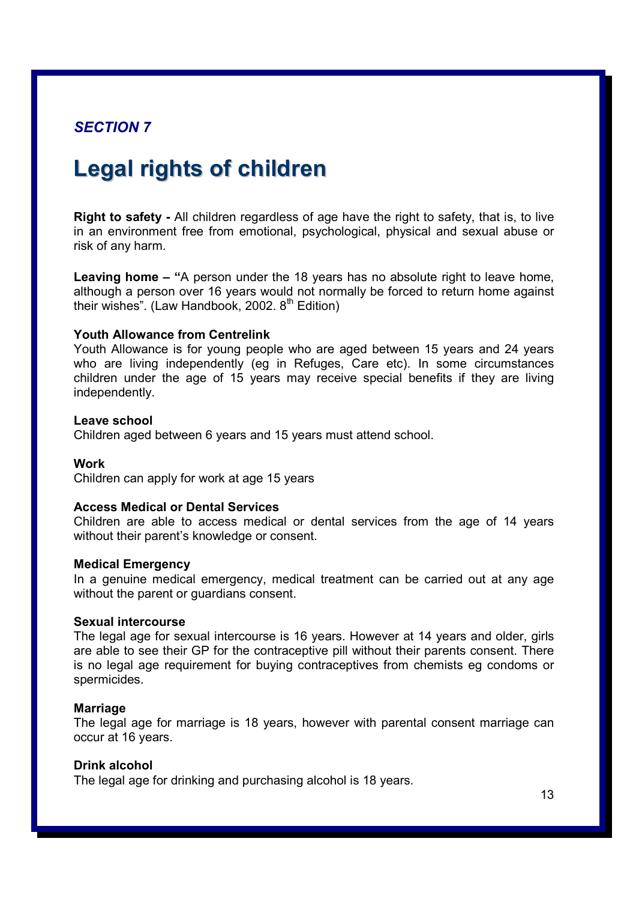*SECTION 7*

# Legal rights of children

**Right to safety -** All children regardless of age have the right to safety, that is, to live in an environment free from emotional, psychological, physical and sexual abuse or risk of any harm.

**Leaving home – "**A person under the 18 years has no absolute right to leave home, although a person over 16 years would not normally be forced to return home against their wishes". (Law Handbook, 2002. 8th Edition)

**Youth Allowance from Centrelink**
Youth Allowance is for young people who are aged between 15 years and 24 years who are living independently (eg in Refuges, Care etc). In some circumstances children under the age of 15 years may receive special benefits if they are living independently.

**Leave school**
Children aged between 6 years and 15 years must attend school.

**Work**
Children can apply for work at age 15 years

**Access Medical or Dental Services**
Children are able to access medical or dental services from the age of 14 years without their parent's knowledge or consent.

**Medical Emergency**
In a genuine medical emergency, medical treatment can be carried out at any age without the parent or guardians consent.

**Sexual intercourse**
The legal age for sexual intercourse is 16 years. However at 14 years and older, girls are able to see their GP for the contraceptive pill without their parents consent. There is no legal age requirement for buying contraceptives from chemists eg condoms or spermicides.

**Marriage**
The legal age for marriage is 18 years, however with parental consent marriage can occur at 16 years.

**Drink alcohol**
The legal age for drinking and purchasing alcohol is 18 years.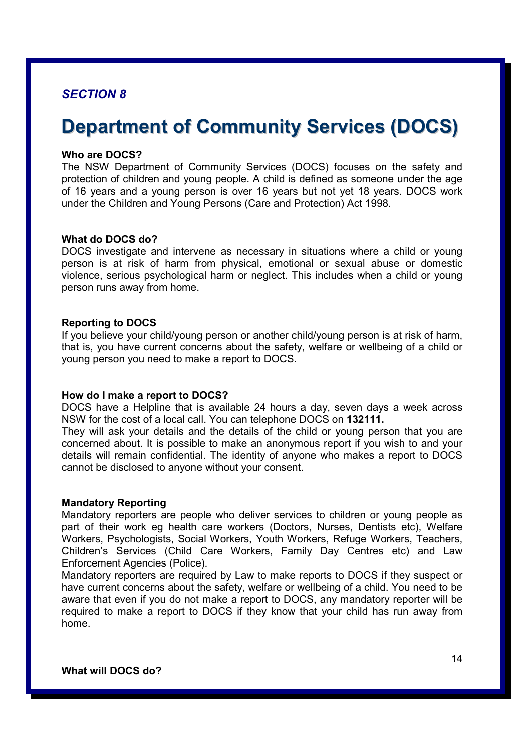*SECTION 8*

# Department of Community Services (DOCS)

**Who are DOCS?**

The NSW Department of Community Services (DOCS) focuses on the safety and protection of children and young people. A child is defined as someone under the age of 16 years and a young person is over 16 years but not yet 18 years. DOCS work under the Children and Young Persons (Care and Protection) Act 1998.

**What do DOCS do?**

DOCS investigate and intervene as necessary in situations where a child or young person is at risk of harm from physical, emotional or sexual abuse or domestic violence, serious psychological harm or neglect. This includes when a child or young person runs away from home.

**Reporting to DOCS**

If you believe your child/young person or another child/young person is at risk of harm, that is, you have current concerns about the safety, welfare or wellbeing of a child or young person you need to make a report to DOCS.

**How do I make a report to DOCS?**

DOCS have a Helpline that is available 24 hours a day, seven days a week across NSW for the cost of a local call. You can telephone DOCS on **132111.**

They will ask your details and the details of the child or young person that you are concerned about. It is possible to make an anonymous report if you wish to and your details will remain confidential. The identity of anyone who makes a report to DOCS cannot be disclosed to anyone without your consent.

**Mandatory Reporting**

Mandatory reporters are people who deliver services to children or young people as part of their work eg health care workers (Doctors, Nurses, Dentists etc), Welfare Workers, Psychologists, Social Workers, Youth Workers, Refuge Workers, Teachers, Children's Services (Child Care Workers, Family Day Centres etc) and Law Enforcement Agencies (Police).

Mandatory reporters are required by Law to make reports to DOCS if they suspect or have current concerns about the safety, welfare or wellbeing of a child. You need to be aware that even if you do not make a report to DOCS, any mandatory reporter will be required to make a report to DOCS if they know that your child has run away from home.

**What will DOCS do?**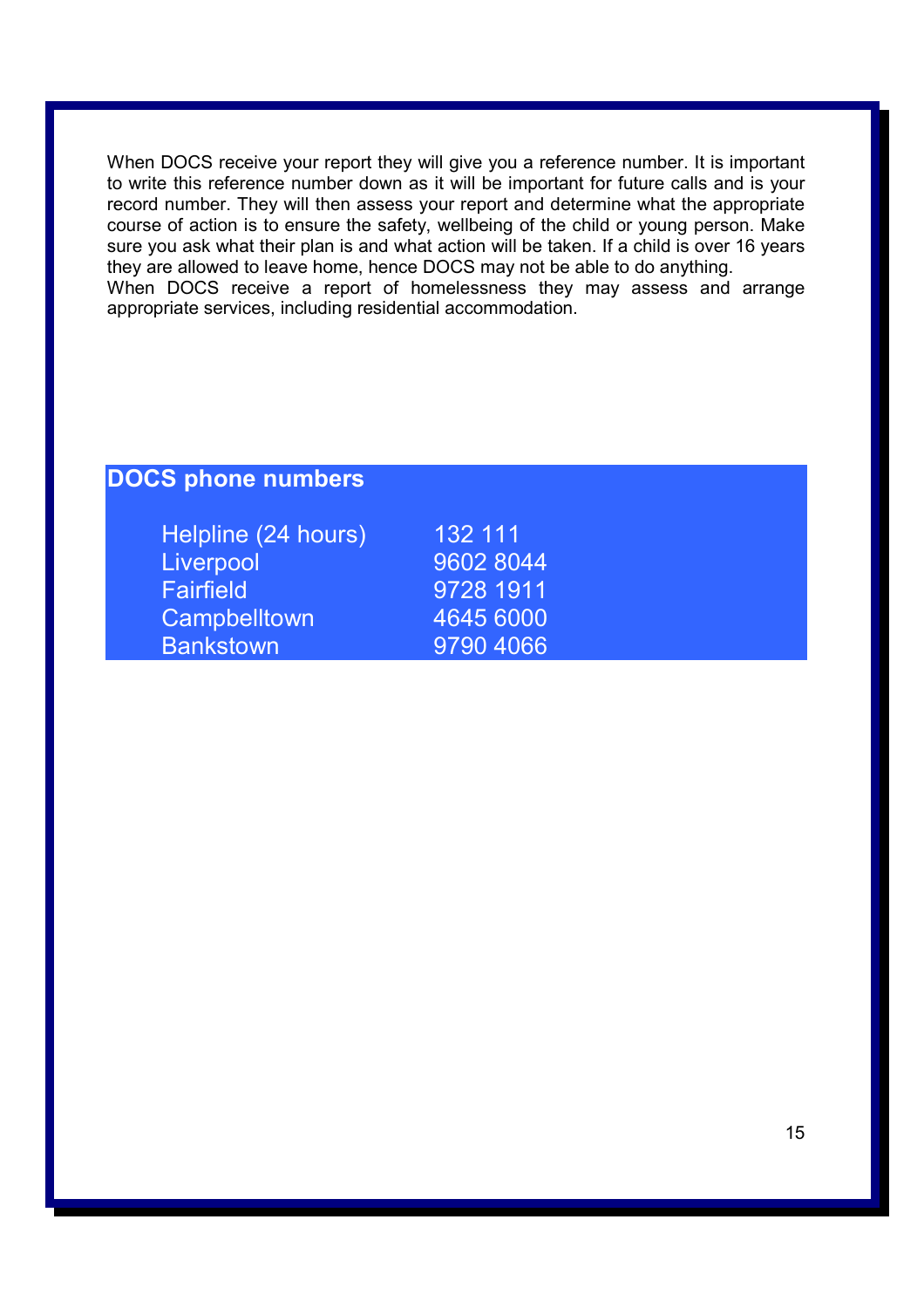When DOCS receive your report they will give you a reference number. It is important to write this reference number down as it will be important for future calls and is your record number. They will then assess your report and determine what the appropriate course of action is to ensure the safety, wellbeing of the child or young person. Make sure you ask what their plan is and what action will be taken. If a child is over 16 years they are allowed to leave home, hence DOCS may not be able to do anything.

When DOCS receive a report of homelessness they may assess and arrange appropriate services, including residential accommodation.

## DOCS phone numbers

| | |
|---|---|
| Helpline (24 hours) | 132 111 |
| Liverpool | 9602 8044 |
| Fairfield | 9728 1911 |
| Campbelltown | 4645 6000 |
| Bankstown | 9790 4066 |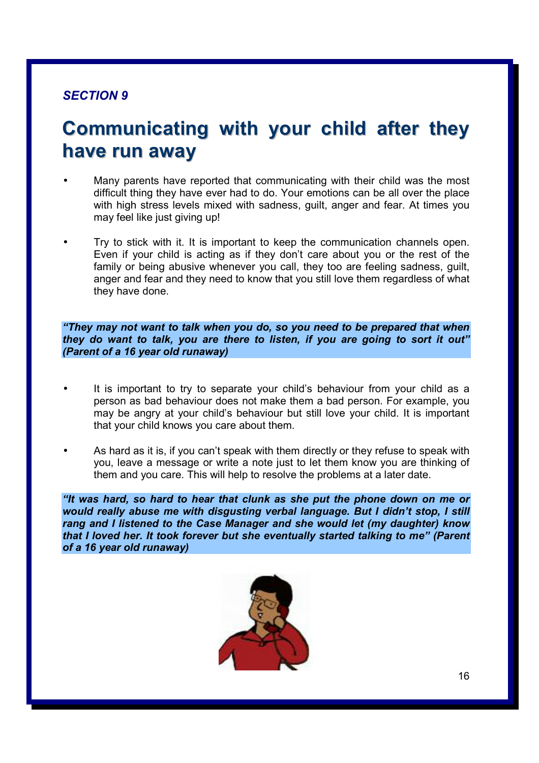*SECTION 9*

# Communicating with your child after they have run away

- Many parents have reported that communicating with their child was the most difficult thing they have ever had to do. Your emotions can be all over the place with high stress levels mixed with sadness, guilt, anger and fear. At times you may feel like just giving up!

- Try to stick with it. It is important to keep the communication channels open. Even if your child is acting as if they don't care about you or the rest of the family or being abusive whenever you call, they too are feeling sadness, guilt, anger and fear and they need to know that you still love them regardless of what they have done.

***"They may not want to talk when you do, so you need to be prepared that when they do want to talk, you are there to listen, if you are going to sort it out" (Parent of a 16 year old runaway)***

- It is important to try to separate your child's behaviour from your child as a person as bad behaviour does not make them a bad person. For example, you may be angry at your child's behaviour but still love your child. It is important that your child knows you care about them.

- As hard as it is, if you can't speak with them directly or they refuse to speak with you, leave a message or write a note just to let them know you are thinking of them and you care. This will help to resolve the problems at a later date.

***"It was hard, so hard to hear that clunk as she put the phone down on me or would really abuse me with disgusting verbal language. But I didn't stop, I still rang and I listened to the Case Manager and she would let (my daughter) know that I loved her. It took forever but she eventually started talking to me" (Parent of a 16 year old runaway)***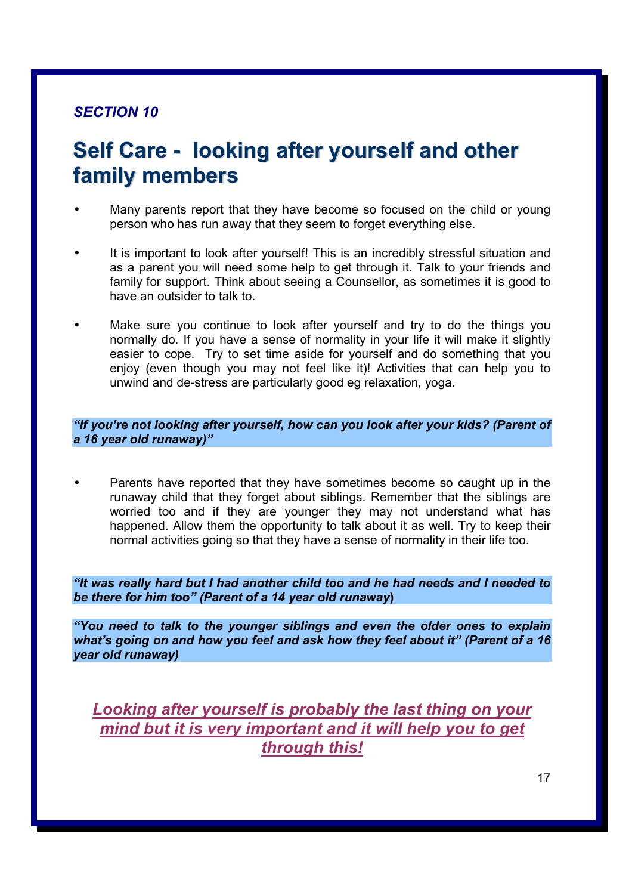*SECTION 10*

# Self Care - looking after yourself and other family members

- Many parents report that they have become so focused on the child or young person who has run away that they seem to forget everything else.
- It is important to look after yourself! This is an incredibly stressful situation and as a parent you will need some help to get through it. Talk to your friends and family for support. Think about seeing a Counsellor, as sometimes it is good to have an outsider to talk to.
- Make sure you continue to look after yourself and try to do the things you normally do. If you have a sense of normality in your life it will make it slightly easier to cope. Try to set time aside for yourself and do something that you enjoy (even though you may not feel like it)! Activities that can help you to unwind and de-stress are particularly good eg relaxation, yoga.

***"If you're not looking after yourself, how can you look after your kids? (Parent of a 16 year old runaway)"***

- Parents have reported that they have sometimes become so caught up in the runaway child that they forget about siblings. Remember that the siblings are worried too and if they are younger they may not understand what has happened. Allow them the opportunity to talk about it as well. Try to keep their normal activities going so that they have a sense of normality in their life too.

***"It was really hard but I had another child too and he had needs and I needed to be there for him too" (Parent of a 14 year old runaway)***

***"You need to talk to the younger siblings and even the older ones to explain what's going on and how you feel and ask how they feel about it" (Parent of a 16 year old runaway)***

***Looking after yourself is probably the last thing on your mind but it is very important and it will help you to get through this!***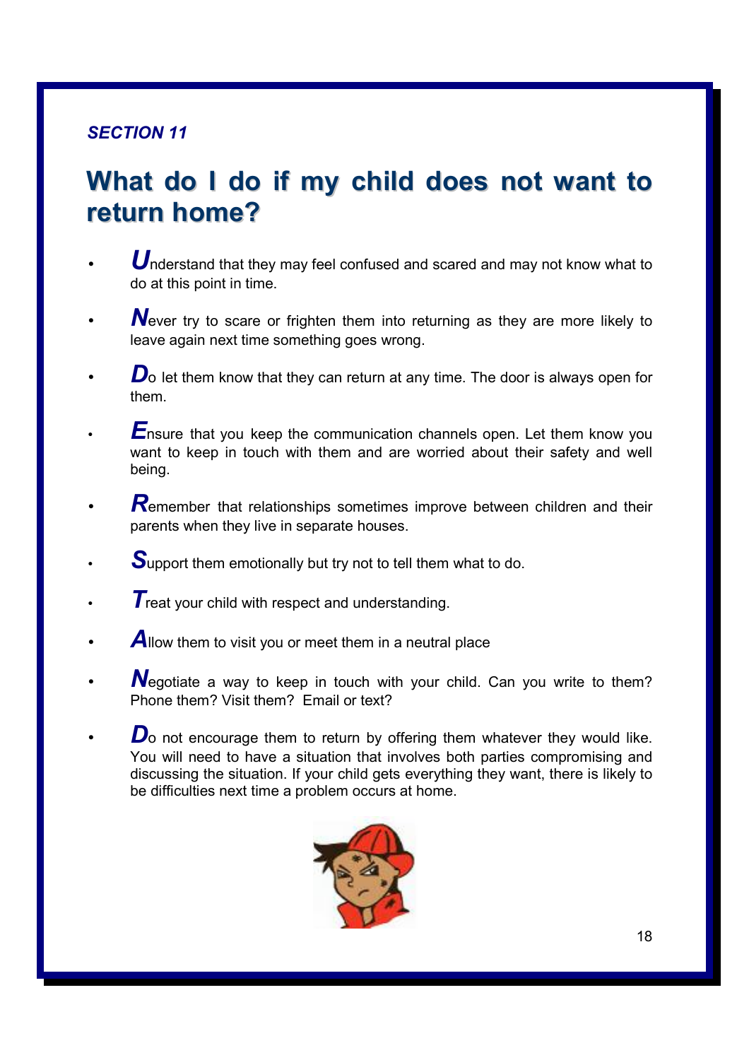*SECTION 11*

# What do I do if my child does not want to return home?

- ***U***nderstand that they may feel confused and scared and may not know what to do at this point in time.
- ***N***ever try to scare or frighten them into returning as they are more likely to leave again next time something goes wrong.
- ***D***o let them know that they can return at any time. The door is always open for them.
- ***E***nsure that you keep the communication channels open. Let them know you want to keep in touch with them and are worried about their safety and well being.
- ***R***emember that relationships sometimes improve between children and their parents when they live in separate houses.
- ***S***upport them emotionally but try not to tell them what to do.
- ***T***reat your child with respect and understanding.
- ***A***llow them to visit you or meet them in a neutral place
- ***N***egotiate a way to keep in touch with your child. Can you write to them? Phone them? Visit them? Email or text?
- ***D***o not encourage them to return by offering them whatever they would like. You will need to have a situation that involves both parties compromising and discussing the situation. If your child gets everything they want, there is likely to be difficulties next time a problem occurs at home.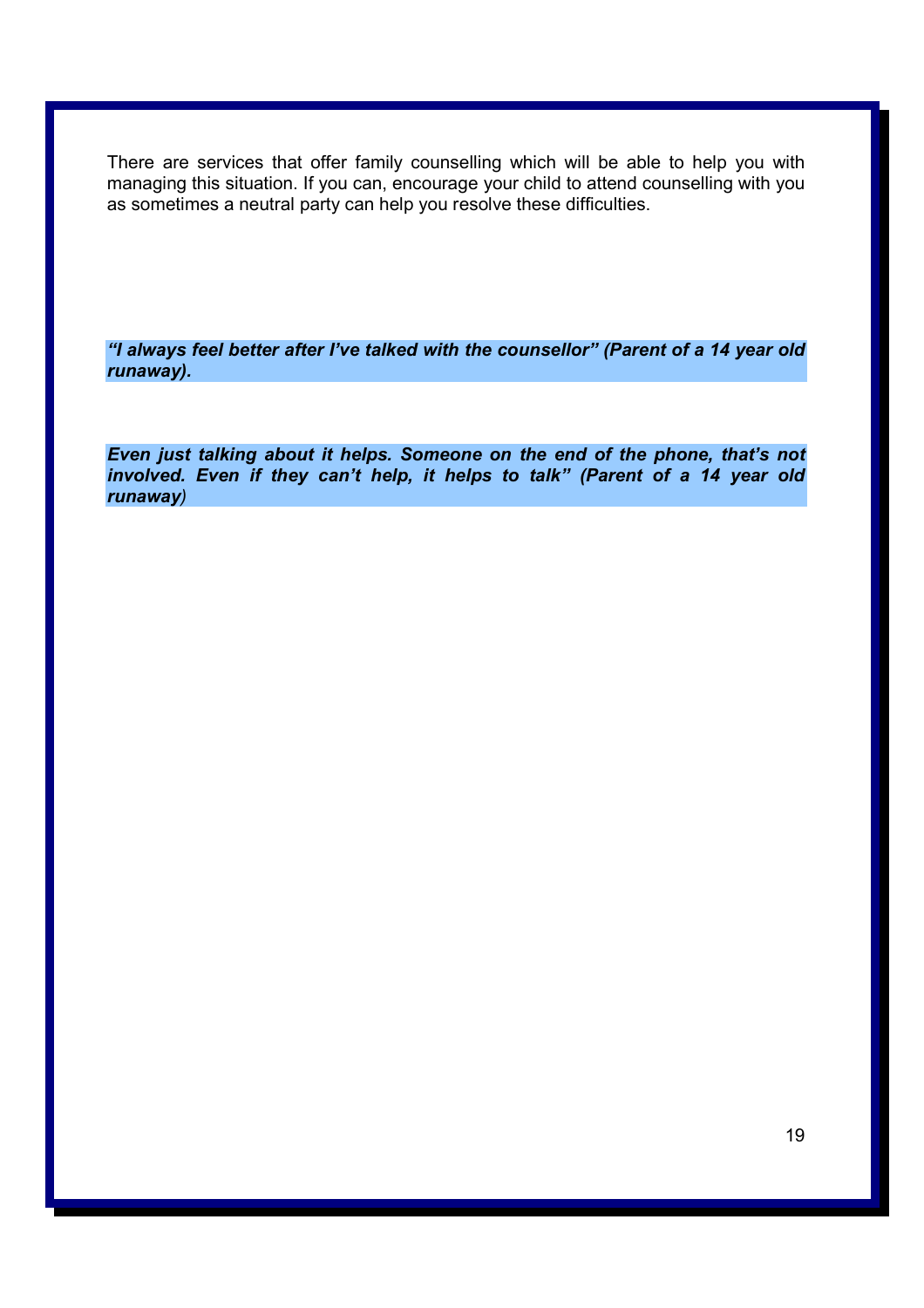There are services that offer family counselling which will be able to help you with managing this situation. If you can, encourage your child to attend counselling with you as sometimes a neutral party can help you resolve these difficulties.

***“I always feel better after I’ve talked with the counsellor” (Parent of a 14 year old runaway).***

***Even just talking about it helps. Someone on the end of the phone, that’s not involved. Even if they can’t help, it helps to talk” (Parent of a 14 year old runaway)***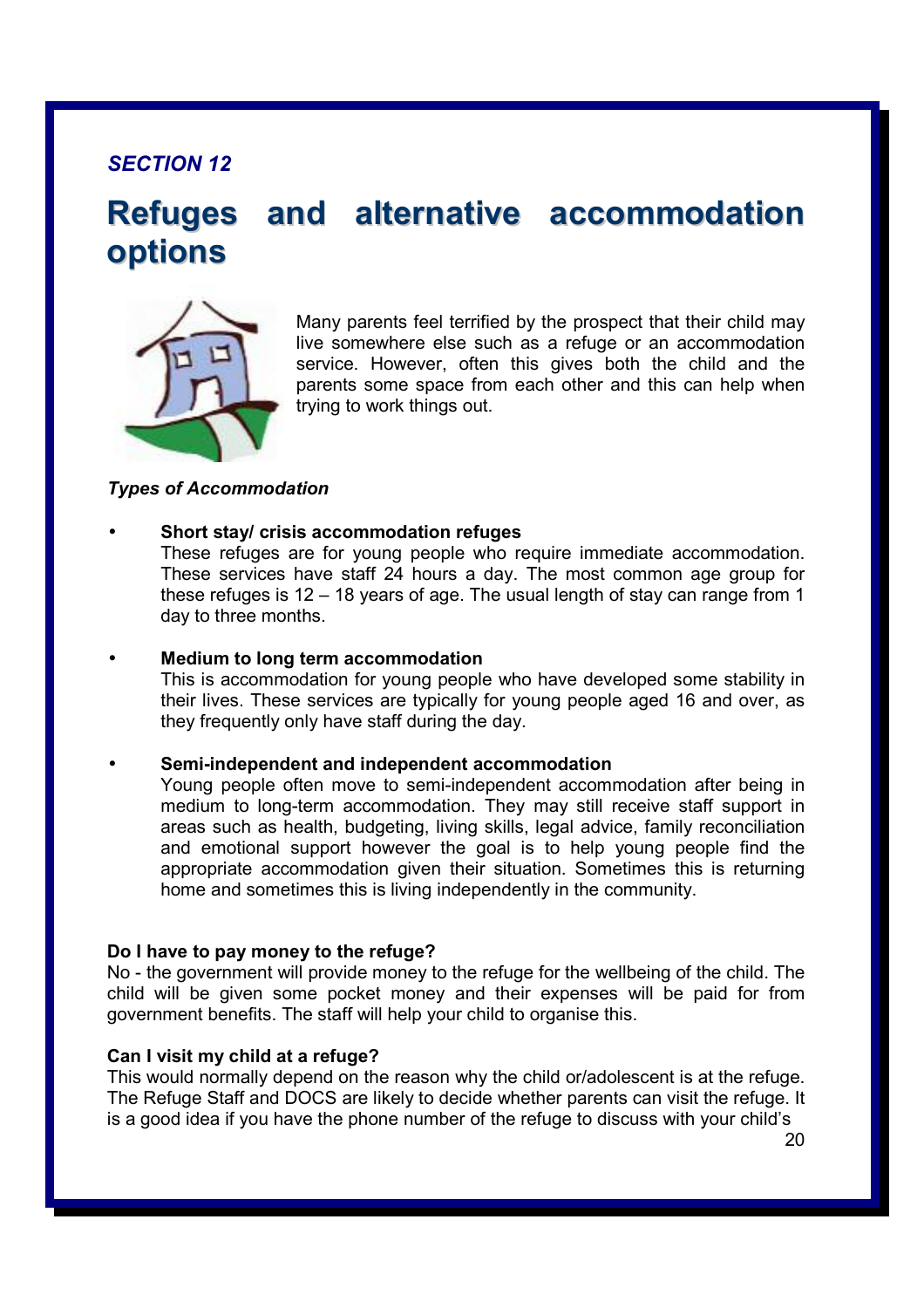*SECTION 12*

# Refuges and alternative accommodation options

Many parents feel terrified by the prospect that their child may live somewhere else such as a refuge or an accommodation service. However, often this gives both the child and the parents some space from each other and this can help when trying to work things out.

***Types of Accommodation***

- **Short stay/ crisis accommodation refuges**
  These refuges are for young people who require immediate accommodation. These services have staff 24 hours a day. The most common age group for these refuges is 12 – 18 years of age. The usual length of stay can range from 1 day to three months.

- **Medium to long term accommodation**
  This is accommodation for young people who have developed some stability in their lives. These services are typically for young people aged 16 and over, as they frequently only have staff during the day.

- **Semi-independent and independent accommodation**
  Young people often move to semi-independent accommodation after being in medium to long-term accommodation. They may still receive staff support in areas such as health, budgeting, living skills, legal advice, family reconciliation and emotional support however the goal is to help young people find the appropriate accommodation given their situation. Sometimes this is returning home and sometimes this is living independently in the community.

**Do I have to pay money to the refuge?**
No - the government will provide money to the refuge for the wellbeing of the child. The child will be given some pocket money and their expenses will be paid for from government benefits. The staff will help your child to organise this.

**Can I visit my child at a refuge?**
This would normally depend on the reason why the child or/adolescent is at the refuge. The Refuge Staff and DOCS are likely to decide whether parents can visit the refuge. It is a good idea if you have the phone number of the refuge to discuss with your child's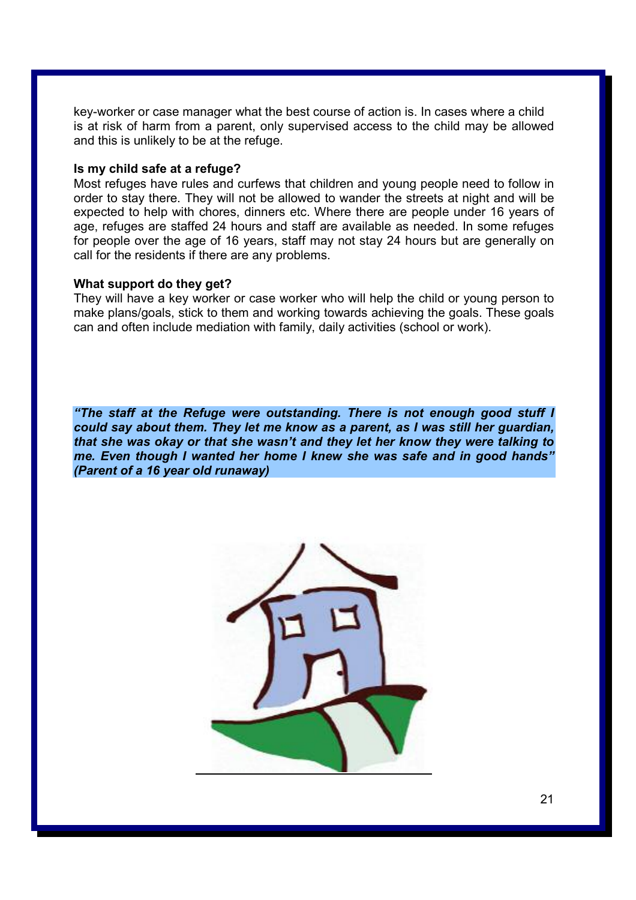key-worker or case manager what the best course of action is. In cases where a child is at risk of harm from a parent, only supervised access to the child may be allowed and this is unlikely to be at the refuge.

**Is my child safe at a refuge?**

Most refuges have rules and curfews that children and young people need to follow in order to stay there. They will not be allowed to wander the streets at night and will be expected to help with chores, dinners etc. Where there are people under 16 years of age, refuges are staffed 24 hours and staff are available as needed. In some refuges for people over the age of 16 years, staff may not stay 24 hours but are generally on call for the residents if there are any problems.

**What support do they get?**

They will have a key worker or case worker who will help the child or young person to make plans/goals, stick to them and working towards achieving the goals. These goals can and often include mediation with family, daily activities (school or work).

***"The staff at the Refuge were outstanding. There is not enough good stuff I could say about them. They let me know as a parent, as I was still her guardian, that she was okay or that she wasn't and they let her know they were talking to me. Even though I wanted her home I knew she was safe and in good hands" (Parent of a 16 year old runaway)***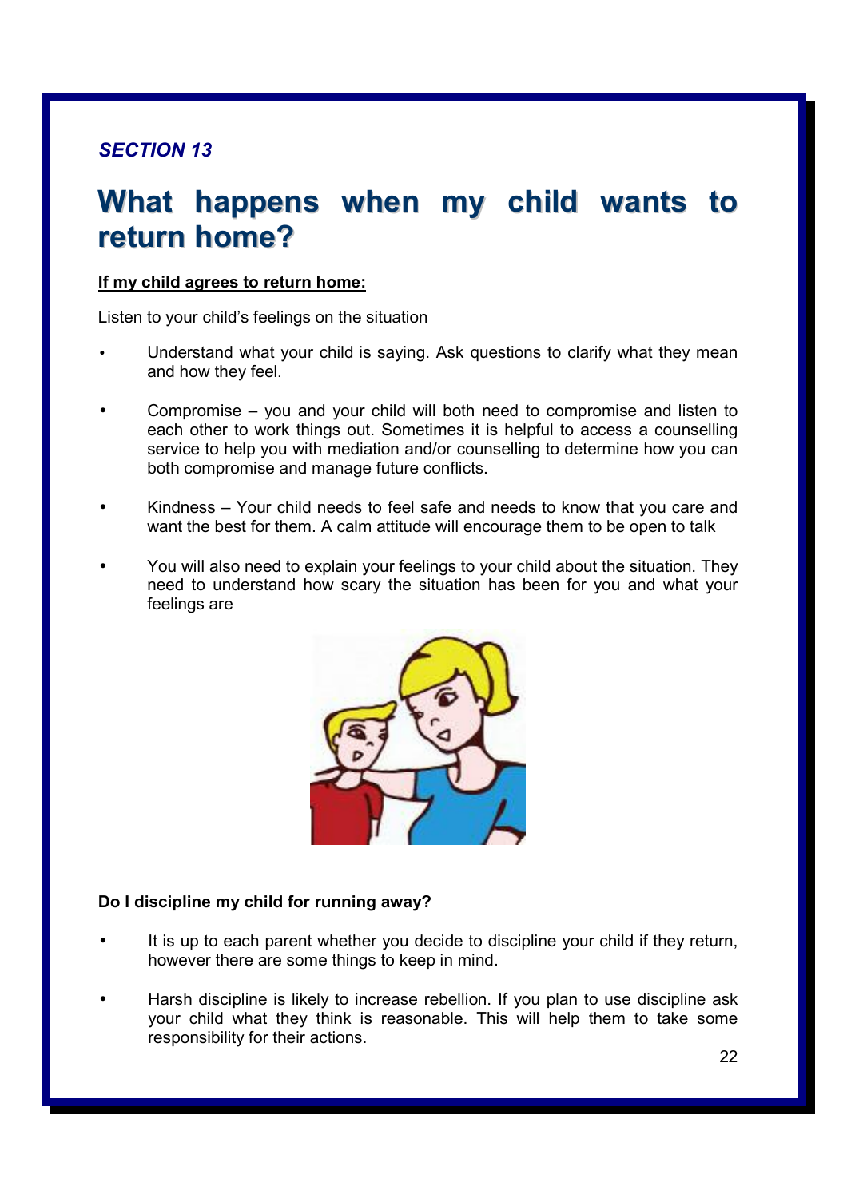*SECTION 13*

# What happens when my child wants to return home?

**<u>If my child agrees to return home:</u>**

Listen to your child's feelings on the situation

- Understand what your child is saying. Ask questions to clarify what they mean and how they feel.
- Compromise – you and your child will both need to compromise and listen to each other to work things out. Sometimes it is helpful to access a counselling service to help you with mediation and/or counselling to determine how you can both compromise and manage future conflicts.
- Kindness – Your child needs to feel safe and needs to know that you care and want the best for them. A calm attitude will encourage them to be open to talk
- You will also need to explain your feelings to your child about the situation. They need to understand how scary the situation has been for you and what your feelings are

**Do I discipline my child for running away?**

- It is up to each parent whether you decide to discipline your child if they return, however there are some things to keep in mind.
- Harsh discipline is likely to increase rebellion. If you plan to use discipline ask your child what they think is reasonable. This will help them to take some responsibility for their actions.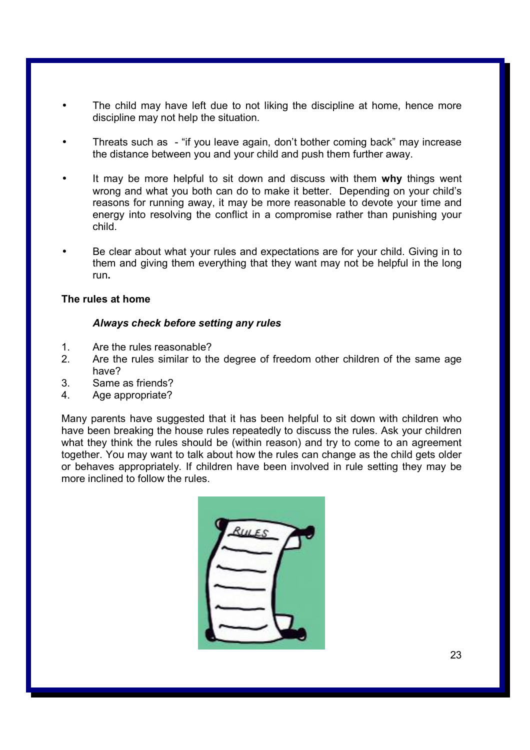- The child may have left due to not liking the discipline at home, hence more discipline may not help the situation.
- Threats such as - “if you leave again, don’t bother coming back” may increase the distance between you and your child and push them further away.
- It may be more helpful to sit down and discuss with them **why** things went wrong and what you both can do to make it better. Depending on your child’s reasons for running away, it may be more reasonable to devote your time and energy into resolving the conflict in a compromise rather than punishing your child.
- Be clear about what your rules and expectations are for your child. Giving in to them and giving them everything that they want may not be helpful in the long run.

**The rules at home**

***Always check before setting any rules***

1. Are the rules reasonable?
2. Are the rules similar to the degree of freedom other children of the same age have?
3. Same as friends?
4. Age appropriate?

Many parents have suggested that it has been helpful to sit down with children who have been breaking the house rules repeatedly to discuss the rules. Ask your children what they think the rules should be (within reason) and try to come to an agreement together. You may want to talk about how the rules can change as the child gets older or behaves appropriately. If children have been involved in rule setting they may be more inclined to follow the rules.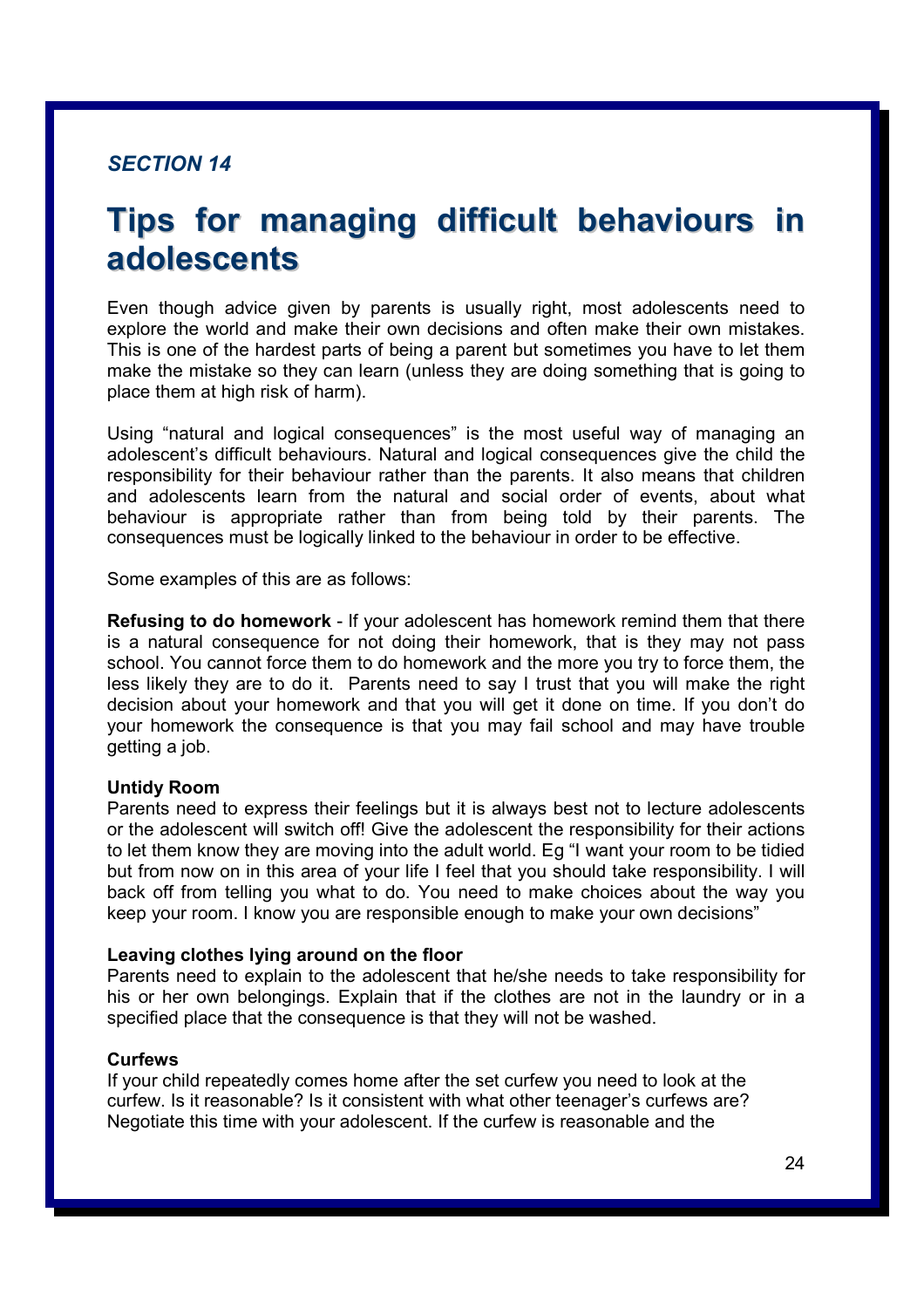*SECTION 14*

# Tips for managing difficult behaviours in adolescents

Even though advice given by parents is usually right, most adolescents need to explore the world and make their own decisions and often make their own mistakes. This is one of the hardest parts of being a parent but sometimes you have to let them make the mistake so they can learn (unless they are doing something that is going to place them at high risk of harm).

Using "natural and logical consequences" is the most useful way of managing an adolescent's difficult behaviours. Natural and logical consequences give the child the responsibility for their behaviour rather than the parents. It also means that children and adolescents learn from the natural and social order of events, about what behaviour is appropriate rather than from being told by their parents. The consequences must be logically linked to the behaviour in order to be effective.

Some examples of this are as follows:

**Refusing to do homework** - If your adolescent has homework remind them that there is a natural consequence for not doing their homework, that is they may not pass school. You cannot force them to do homework and the more you try to force them, the less likely they are to do it. Parents need to say I trust that you will make the right decision about your homework and that you will get it done on time. If you don't do your homework the consequence is that you may fail school and may have trouble getting a job.

**Untidy Room**
Parents need to express their feelings but it is always best not to lecture adolescents or the adolescent will switch off! Give the adolescent the responsibility for their actions to let them know they are moving into the adult world. Eg "I want your room to be tidied but from now on in this area of your life I feel that you should take responsibility. I will back off from telling you what to do. You need to make choices about the way you keep your room. I know you are responsible enough to make your own decisions"

**Leaving clothes lying around on the floor**
Parents need to explain to the adolescent that he/she needs to take responsibility for his or her own belongings. Explain that if the clothes are not in the laundry or in a specified place that the consequence is that they will not be washed.

**Curfews**
If your child repeatedly comes home after the set curfew you need to look at the curfew. Is it reasonable? Is it consistent with what other teenager's curfews are? Negotiate this time with your adolescent. If the curfew is reasonable and the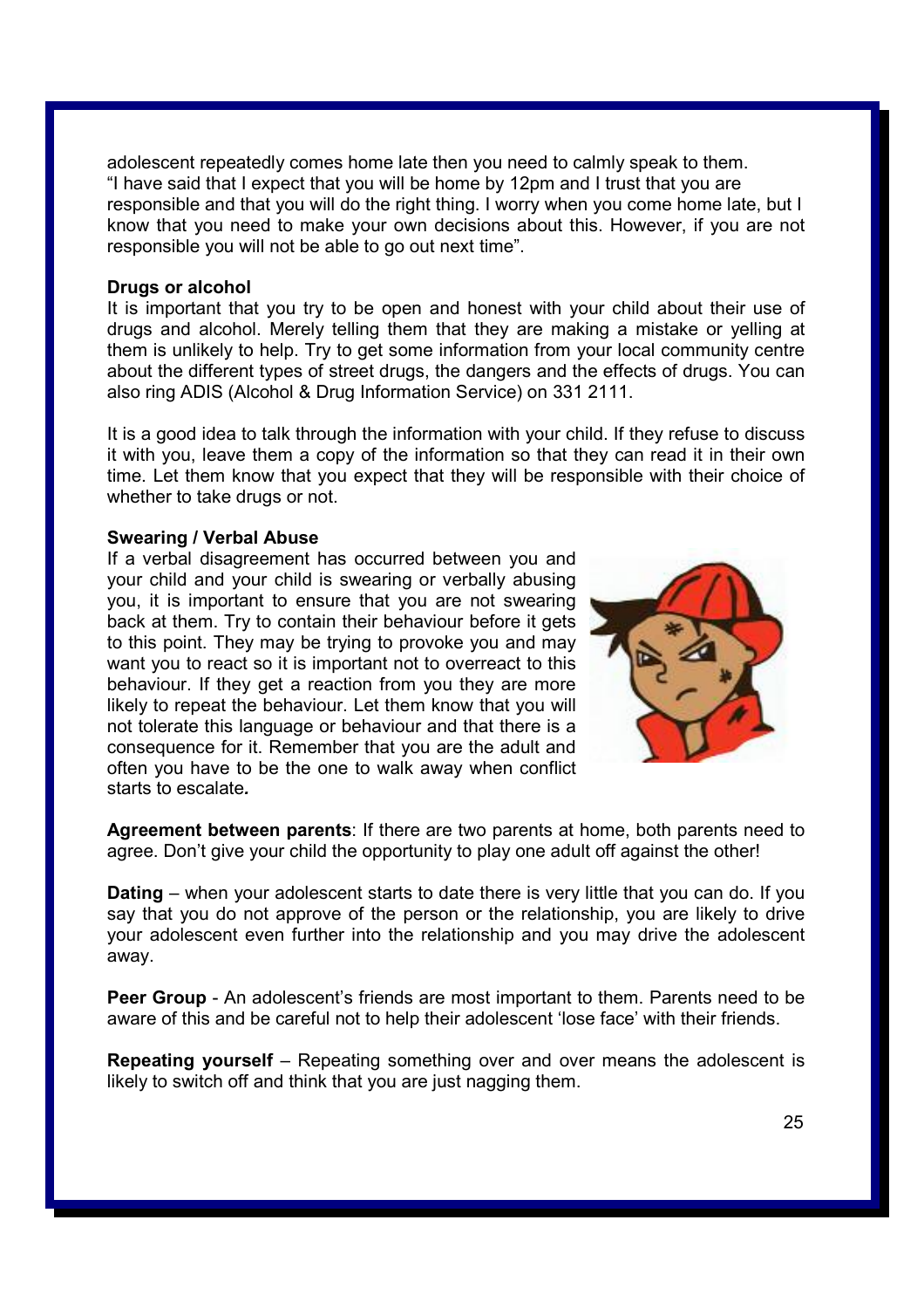adolescent repeatedly comes home late then you need to calmly speak to them. "I have said that I expect that you will be home by 12pm and I trust that you are responsible and that you will do the right thing. I worry when you come home late, but I know that you need to make your own decisions about this. However, if you are not responsible you will not be able to go out next time".

**Drugs or alcohol**

It is important that you try to be open and honest with your child about their use of drugs and alcohol. Merely telling them that they are making a mistake or yelling at them is unlikely to help. Try to get some information from your local community centre about the different types of street drugs, the dangers and the effects of drugs. You can also ring ADIS (Alcohol & Drug Information Service) on 331 2111.

It is a good idea to talk through the information with your child. If they refuse to discuss it with you, leave them a copy of the information so that they can read it in their own time. Let them know that you expect that they will be responsible with their choice of whether to take drugs or not.

**Swearing / Verbal Abuse**

If a verbal disagreement has occurred between you and your child and your child is swearing or verbally abusing you, it is important to ensure that you are not swearing back at them. Try to contain their behaviour before it gets to this point. They may be trying to provoke you and may want you to react so it is important not to overreact to this behaviour. If they get a reaction from you they are more likely to repeat the behaviour. Let them know that you will not tolerate this language or behaviour and that there is a consequence for it. Remember that you are the adult and often you have to be the one to walk away when conflict starts to escalate***.***

**Agreement between parents**: If there are two parents at home, both parents need to agree. Don't give your child the opportunity to play one adult off against the other!

**Dating** – when your adolescent starts to date there is very little that you can do. If you say that you do not approve of the person or the relationship, you are likely to drive your adolescent even further into the relationship and you may drive the adolescent away.

**Peer Group** - An adolescent's friends are most important to them. Parents need to be aware of this and be careful not to help their adolescent 'lose face' with their friends.

**Repeating yourself** – Repeating something over and over means the adolescent is likely to switch off and think that you are just nagging them.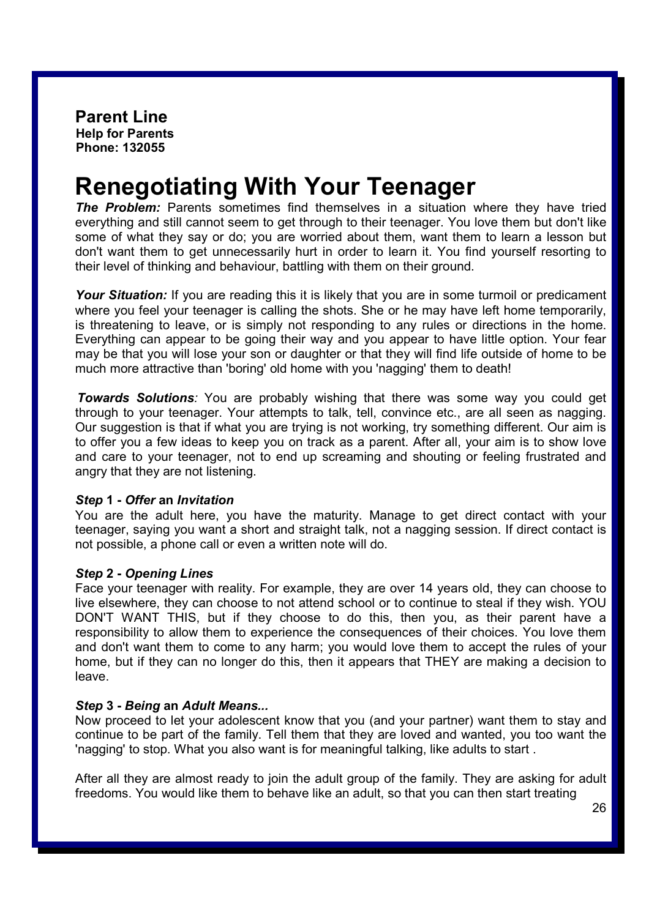**Parent Line**
**Help for Parents**
**Phone: 132055**

# Renegotiating With Your Teenager

***The Problem:*** Parents sometimes find themselves in a situation where they have tried everything and still cannot seem to get through to their teenager. You love them but don't like some of what they say or do; you are worried about them, want them to learn a lesson but don't want them to get unnecessarily hurt in order to learn it. You find yourself resorting to their level of thinking and behaviour, battling with them on their ground.

***Your Situation:*** If you are reading this it is likely that you are in some turmoil or predicament where you feel your teenager is calling the shots. She or he may have left home temporarily, is threatening to leave, or is simply not responding to any rules or directions in the home. Everything can appear to be going their way and you appear to have little option. Your fear may be that you will lose your son or daughter or that they will find life outside of home to be much more attractive than 'boring' old home with you 'nagging' them to death!

***Towards Solutions****:* You are probably wishing that there was some way you could get through to your teenager. Your attempts to talk, tell, convince etc., are all seen as nagging. Our suggestion is that if what you are trying is not working, try something different. Our aim is to offer you a few ideas to keep you on track as a parent. After all, your aim is to show love and care to your teenager, not to end up screaming and shouting or feeling frustrated and angry that they are not listening.

#### ***Step* 1 - *Offer* an *Invitation***

You are the adult here, you have the maturity. Manage to get direct contact with your teenager, saying you want a short and straight talk, not a nagging session. If direct contact is not possible, a phone call or even a written note will do.

#### ***Step* 2 - *Opening Lines***

Face your teenager with reality. For example, they are over 14 years old, they can choose to live elsewhere, they can choose to not attend school or to continue to steal if they wish. YOU DON'T WANT THIS, but if they choose to do this, then you, as their parent have a responsibility to allow them to experience the consequences of their choices. You love them and don't want them to come to any harm; you would love them to accept the rules of your home, but if they can no longer do this, then it appears that THEY are making a decision to leave.

#### ***Step* 3 - *Being* an *Adult Means...***

Now proceed to let your adolescent know that you (and your partner) want them to stay and continue to be part of the family. Tell them that they are loved and wanted, you too want the 'nagging' to stop. What you also want is for meaningful talking, like adults to start .

After all they are almost ready to join the adult group of the family. They are asking for adult freedoms. You would like them to behave like an adult, so that you can then start treating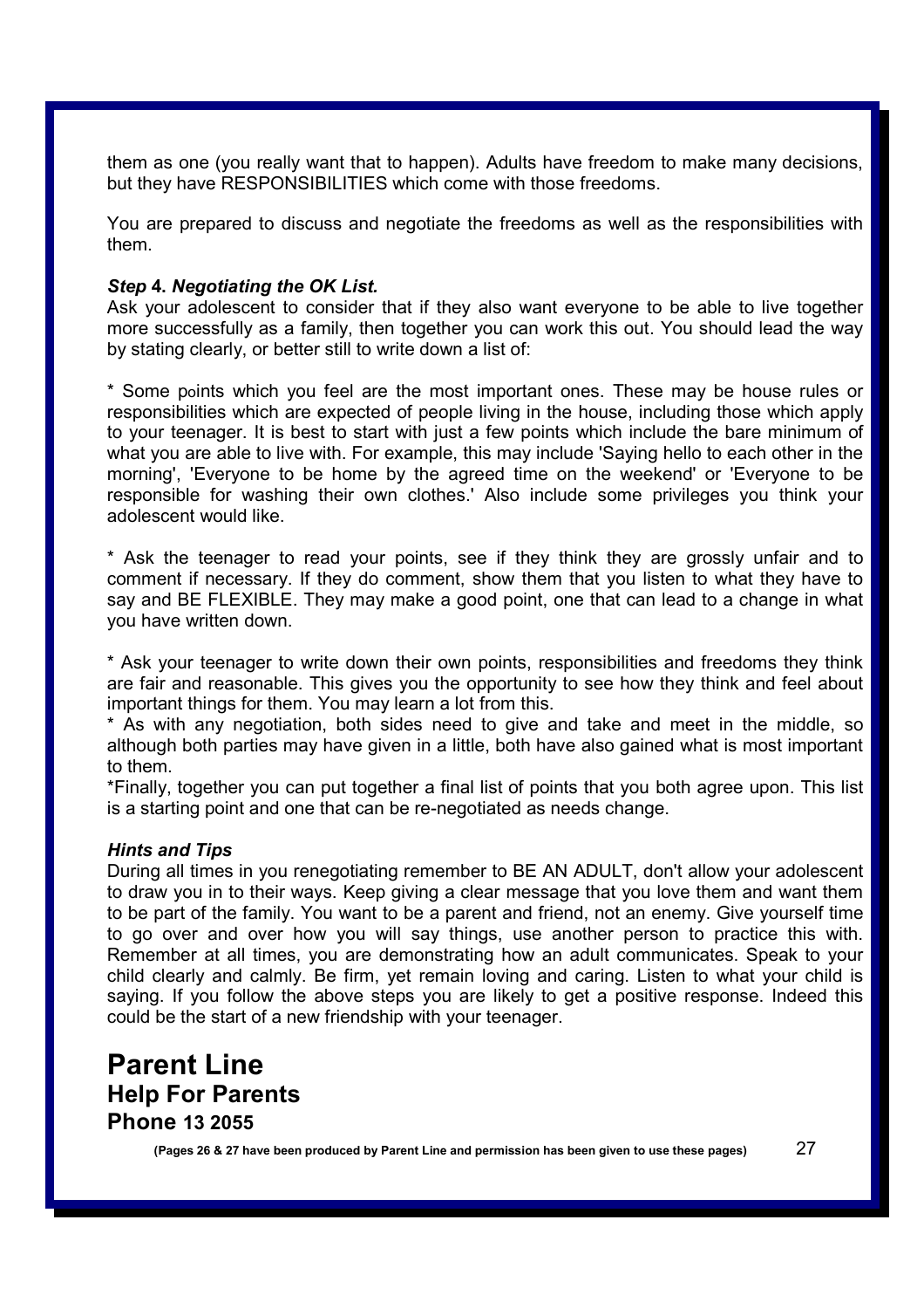them as one (you really want that to happen). Adults have freedom to make many decisions, but they have RESPONSIBILITIES which come with those freedoms.

You are prepared to discuss and negotiate the freedoms as well as the responsibilities with them.

***Step* 4. *Negotiating the OK List.***
Ask your adolescent to consider that if they also want everyone to be able to live together more successfully as a family, then together you can work this out. You should lead the way by stating clearly, or better still to write down a list of:

* Some points which you feel are the most important ones. These may be house rules or responsibilities which are expected of people living in the house, including those which apply to your teenager. It is best to start with just a few points which include the bare minimum of what you are able to live with. For example, this may include 'Saying hello to each other in the morning', 'Everyone to be home by the agreed time on the weekend' or 'Everyone to be responsible for washing their own clothes.' Also include some privileges you think your adolescent would like.

* Ask the teenager to read your points, see if they think they are grossly unfair and to comment if necessary. If they do comment, show them that you listen to what they have to say and BE FLEXIBLE. They may make a good point, one that can lead to a change in what you have written down.

* Ask your teenager to write down their own points, responsibilities and freedoms they think are fair and reasonable. This gives you the opportunity to see how they think and feel about important things for them. You may learn a lot from this.
* As with any negotiation, both sides need to give and take and meet in the middle, so although both parties may have given in a little, both have also gained what is most important to them.
*Finally, together you can put together a final list of points that you both agree upon. This list is a starting point and one that can be re-negotiated as needs change.

***Hints and Tips***
During all times in you renegotiating remember to BE AN ADULT, don't allow your adolescent to draw you in to their ways. Keep giving a clear message that you love them and want them to be part of the family. You want to be a parent and friend, not an enemy. Give yourself time to go over and over how you will say things, use another person to practice this with. Remember at all times, you are demonstrating how an adult communicates. Speak to your child clearly and calmly. Be firm, yet remain loving and caring. Listen to what your child is saying. If you follow the above steps you are likely to get a positive response. Indeed this could be the start of a new friendship with your teenager.

# Parent Line
## Help For Parents
## Phone 13 2055

**(Pages 26 & 27 have been produced by Parent Line and permission has been given to use these pages)**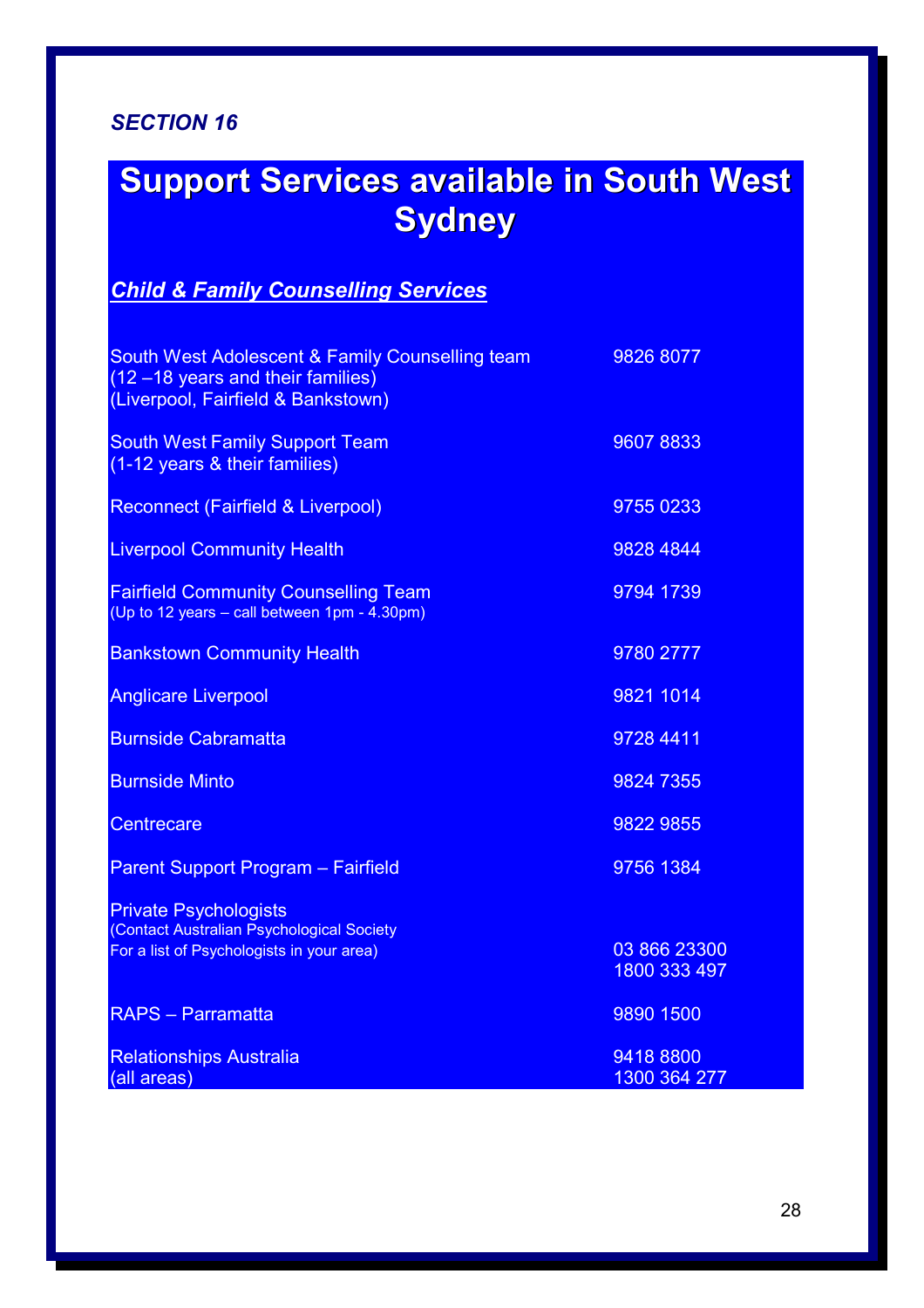***SECTION 16***

# Support Services available in South West Sydney

## ***Child & Family Counselling Services***

| Service | Phone |
| --- | --- |
| South West Adolescent & Family Counselling team (12 –18 years and their families) (Liverpool, Fairfield & Bankstown) | 9826 8077 |
| South West Family Support Team (1-12 years & their families) | 9607 8833 |
| Reconnect (Fairfield & Liverpool) | 9755 0233 |
| Liverpool Community Health | 9828 4844 |
| Fairfield Community Counselling Team (Up to 12 years – call between 1pm - 4.30pm) | 9794 1739 |
| Bankstown Community Health | 9780 2777 |
| Anglicare Liverpool | 9821 1014 |
| Burnside Cabramatta | 9728 4411 |
| Burnside Minto | 9824 7355 |
| Centrecare | 9822 9855 |
| Parent Support Program – Fairfield | 9756 1384 |
| Private Psychologists (Contact Australian Psychological Society For a list of Psychologists in your area) | 03 866 23300<br>1800 333 497 |
| RAPS – Parramatta | 9890 1500 |
| Relationships Australia (all areas) | 9418 8800<br>1300 364 277 |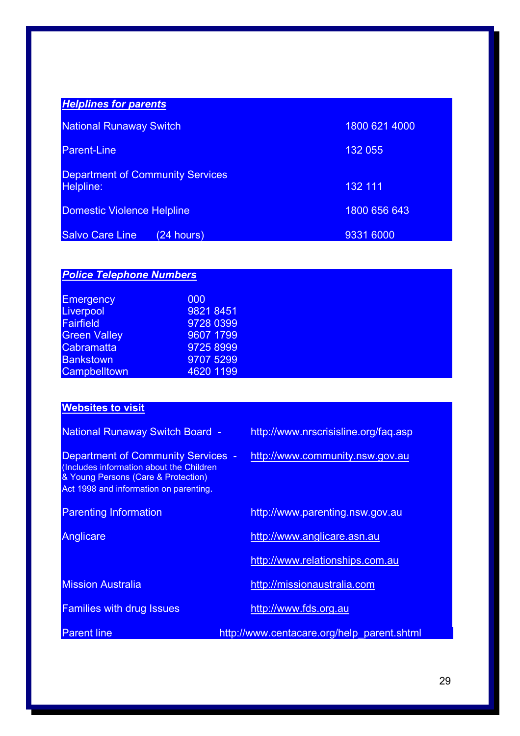## ***Helplines for parents***

| | |
|---|---|
| National Runaway Switch | 1800 621 4000 |
| Parent-Line | 132 055 |
| Department of Community Services Helpline: | 132 111 |
| Domestic Violence Helpline | 1800 656 643 |
| Salvo Care Line (24 hours) | 9331 6000 |

## ***Police Telephone Numbers***

| | |
|---|---|
| Emergency | 000 |
| Liverpool | 9821 8451 |
| Fairfield | 9728 0399 |
| Green Valley | 9607 1799 |
| Cabramatta | 9725 8999 |
| Bankstown | 9707 5299 |
| Campbelltown | 4620 1199 |

## **Websites to visit**

| | |
|---|---|
| National Runaway Switch Board - | http://www.nrscrisisline.org/faq.asp |
| Department of Community Services - (Includes information about the Children & Young Persons (Care & Protection) Act 1998 and information on parenting. | http://www.community.nsw.gov.au |
| Parenting Information | http://www.parenting.nsw.gov.au |
| Anglicare | http://www.anglicare.asn.au |
| | http://www.relationships.com.au |
| Mission Australia | http://missionaustralia.com |
| Families with drug Issues | http://www.fds.org.au |
| Parent line | http://www.centacare.org/help_parent.shtml |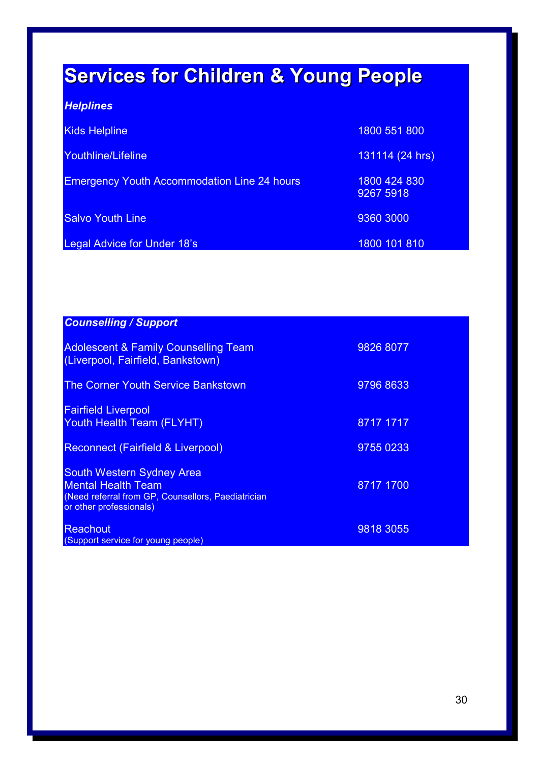# Services for Children & Young People

| ***Helplines*** | |
|---|---|
| Kids Helpline | 1800 551 800 |
| Youthline/Lifeline | 131114 (24 hrs) |
| Emergency Youth Accommodation Line 24 hours | 1800 424 830<br>9267 5918 |
| Salvo Youth Line | 9360 3000 |
| Legal Advice for Under 18's | 1800 101 810 |

| ***Counselling / Support*** | |
|---|---|
| Adolescent & Family Counselling Team<br>(Liverpool, Fairfield, Bankstown) | 9826 8077 |
| The Corner Youth Service Bankstown | 9796 8633 |
| Fairfield Liverpool<br>Youth Health Team (FLYHT) | 8717 1717 |
| Reconnect (Fairfield & Liverpool) | 9755 0233 |
| South Western Sydney Area<br>Mental Health Team<br>(Need referral from GP, Counsellors, Paediatrician or other professionals) | 8717 1700 |
| Reachout<br>(Support service for young people) | 9818 3055 |